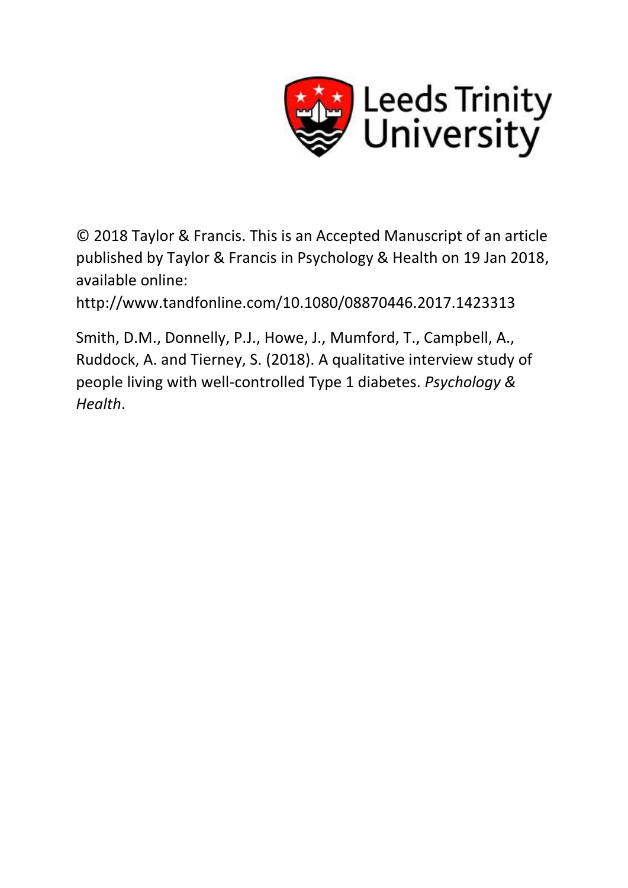Leeds Trinity University

© 2018 Taylor & Francis. This is an Accepted Manuscript of an article published by Taylor & Francis in Psychology & Health on 19 Jan 2018, available online: http://www.tandfonline.com/10.1080/08870446.2017.1423313

Smith, D.M., Donnelly, P.J., Howe, J., Mumford, T., Campbell, A., Ruddock, A. and Tierney, S. (2018). A qualitative interview study of people living with well-controlled Type 1 diabetes. *Psychology & Health*.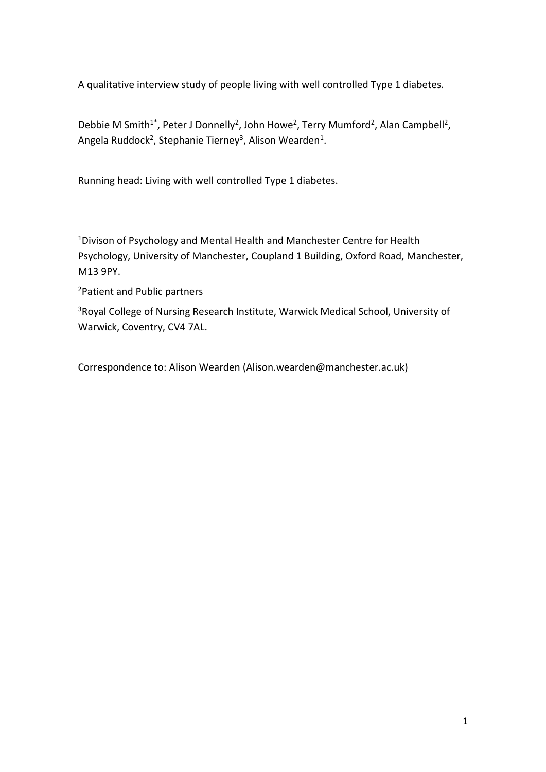A qualitative interview study of people living with well controlled Type 1 diabetes.

Debbie M Smith[1*], Peter J Donnelly[2], John Howe[2], Terry Mumford[2], Alan Campbell[2], Angela Ruddock[2], Stephanie Tierney[3], Alison Wearden[1].

Running head: Living with well controlled Type 1 diabetes.

[1]Divison of Psychology and Mental Health and Manchester Centre for Health Psychology, University of Manchester, Coupland 1 Building, Oxford Road, Manchester, M13 9PY.

[2]Patient and Public partners

[3]Royal College of Nursing Research Institute, Warwick Medical School, University of Warwick, Coventry, CV4 7AL.

Correspondence to: Alison Wearden (Alison.wearden@manchester.ac.uk)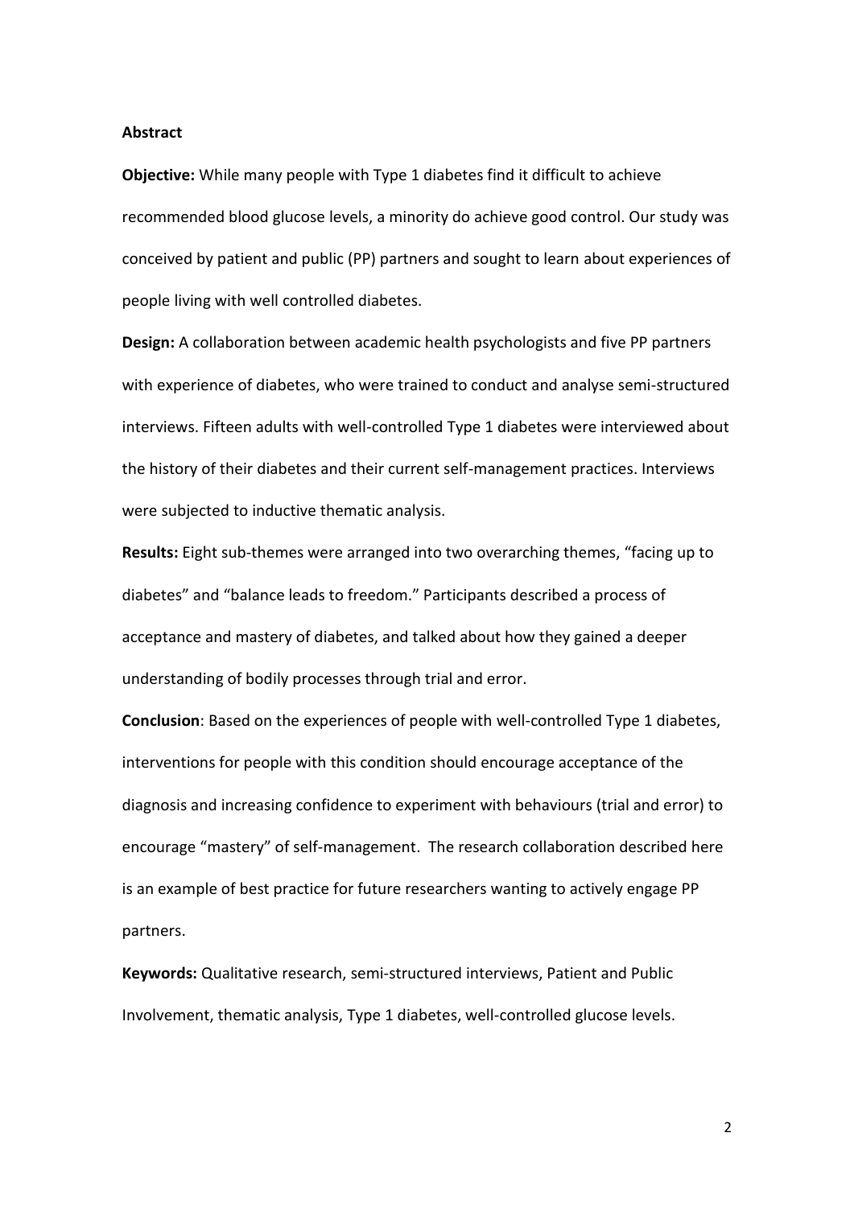## Abstract

**Objective:** While many people with Type 1 diabetes find it difficult to achieve recommended blood glucose levels, a minority do achieve good control. Our study was conceived by patient and public (PP) partners and sought to learn about experiences of people living with well controlled diabetes.

**Design:** A collaboration between academic health psychologists and five PP partners with experience of diabetes, who were trained to conduct and analyse semi-structured interviews. Fifteen adults with well-controlled Type 1 diabetes were interviewed about the history of their diabetes and their current self-management practices. Interviews were subjected to inductive thematic analysis.

**Results:** Eight sub-themes were arranged into two overarching themes, "facing up to diabetes" and "balance leads to freedom." Participants described a process of acceptance and mastery of diabetes, and talked about how they gained a deeper understanding of bodily processes through trial and error.

**Conclusion**: Based on the experiences of people with well-controlled Type 1 diabetes, interventions for people with this condition should encourage acceptance of the diagnosis and increasing confidence to experiment with behaviours (trial and error) to encourage "mastery" of self-management. The research collaboration described here is an example of best practice for future researchers wanting to actively engage PP partners.

**Keywords:** Qualitative research, semi-structured interviews, Patient and Public Involvement, thematic analysis, Type 1 diabetes, well-controlled glucose levels.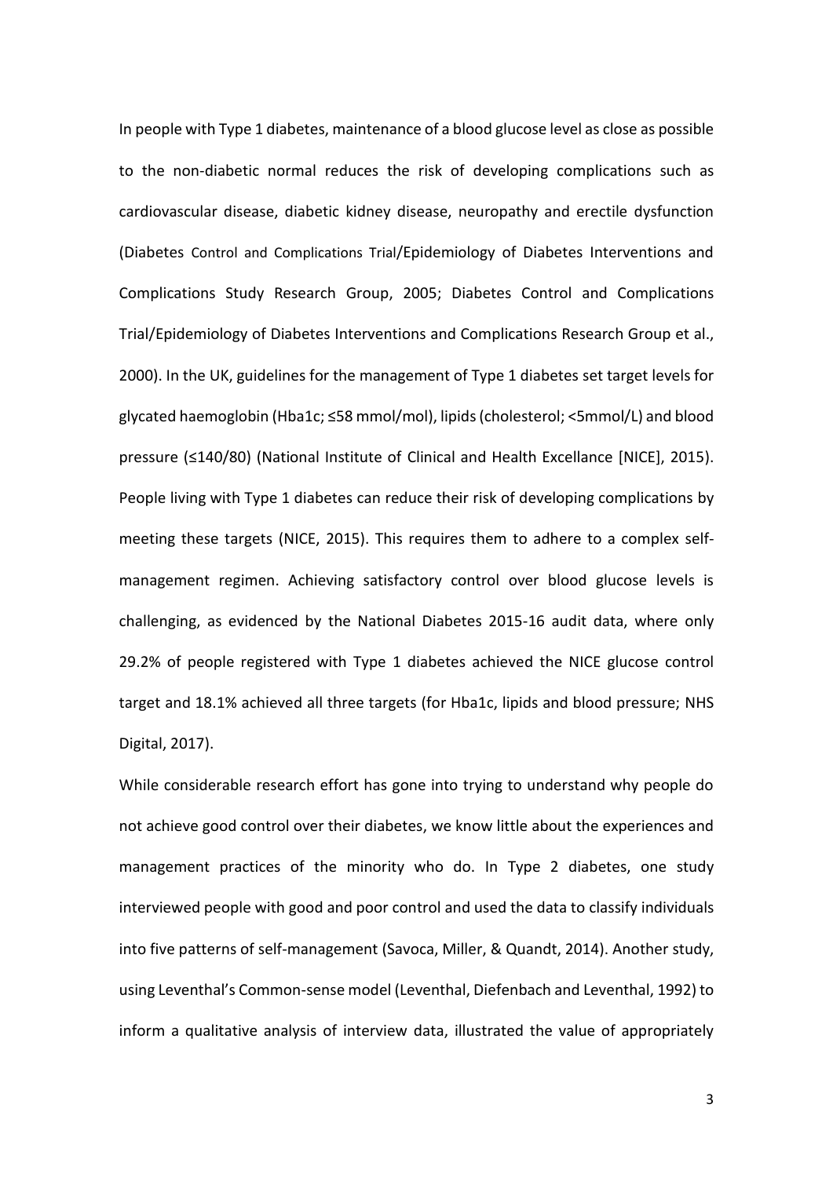In people with Type 1 diabetes, maintenance of a blood glucose level as close as possible to the non-diabetic normal reduces the risk of developing complications such as cardiovascular disease, diabetic kidney disease, neuropathy and erectile dysfunction (Diabetes Control and Complications Trial/Epidemiology of Diabetes Interventions and Complications Study Research Group, 2005; Diabetes Control and Complications Trial/Epidemiology of Diabetes Interventions and Complications Research Group et al., 2000). In the UK, guidelines for the management of Type 1 diabetes set target levels for glycated haemoglobin (Hba1c; ≤58 mmol/mol), lipids (cholesterol; <5mmol/L) and blood pressure (≤140/80) (National Institute of Clinical and Health Excellance [NICE], 2015). People living with Type 1 diabetes can reduce their risk of developing complications by meeting these targets (NICE, 2015). This requires them to adhere to a complex self-management regimen. Achieving satisfactory control over blood glucose levels is challenging, as evidenced by the National Diabetes 2015-16 audit data, where only 29.2% of people registered with Type 1 diabetes achieved the NICE glucose control target and 18.1% achieved all three targets (for Hba1c, lipids and blood pressure; NHS Digital, 2017).

While considerable research effort has gone into trying to understand why people do not achieve good control over their diabetes, we know little about the experiences and management practices of the minority who do. In Type 2 diabetes, one study interviewed people with good and poor control and used the data to classify individuals into five patterns of self-management (Savoca, Miller, & Quandt, 2014). Another study, using Leventhal's Common-sense model (Leventhal, Diefenbach and Leventhal, 1992) to inform a qualitative analysis of interview data, illustrated the value of appropriately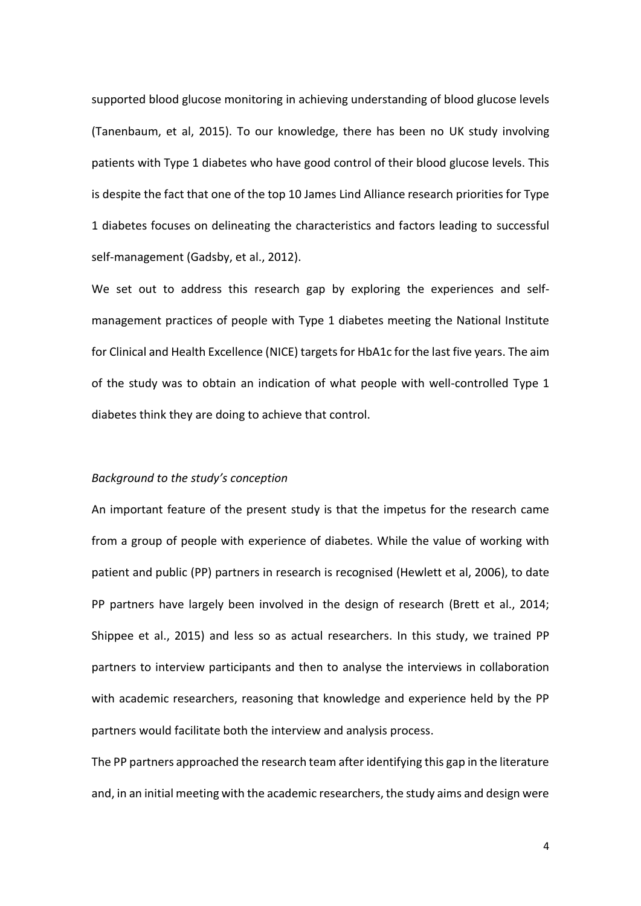supported blood glucose monitoring in achieving understanding of blood glucose levels (Tanenbaum, et al, 2015). To our knowledge, there has been no UK study involving patients with Type 1 diabetes who have good control of their blood glucose levels. This is despite the fact that one of the top 10 James Lind Alliance research priorities for Type 1 diabetes focuses on delineating the characteristics and factors leading to successful self-management (Gadsby, et al., 2012).

We set out to address this research gap by exploring the experiences and self-management practices of people with Type 1 diabetes meeting the National Institute for Clinical and Health Excellence (NICE) targets for HbA1c for the last five years. The aim of the study was to obtain an indication of what people with well-controlled Type 1 diabetes think they are doing to achieve that control.

*Background to the study's conception*

An important feature of the present study is that the impetus for the research came from a group of people with experience of diabetes. While the value of working with patient and public (PP) partners in research is recognised (Hewlett et al, 2006), to date PP partners have largely been involved in the design of research (Brett et al., 2014; Shippee et al., 2015) and less so as actual researchers. In this study, we trained PP partners to interview participants and then to analyse the interviews in collaboration with academic researchers, reasoning that knowledge and experience held by the PP partners would facilitate both the interview and analysis process.

The PP partners approached the research team after identifying this gap in the literature and, in an initial meeting with the academic researchers, the study aims and design were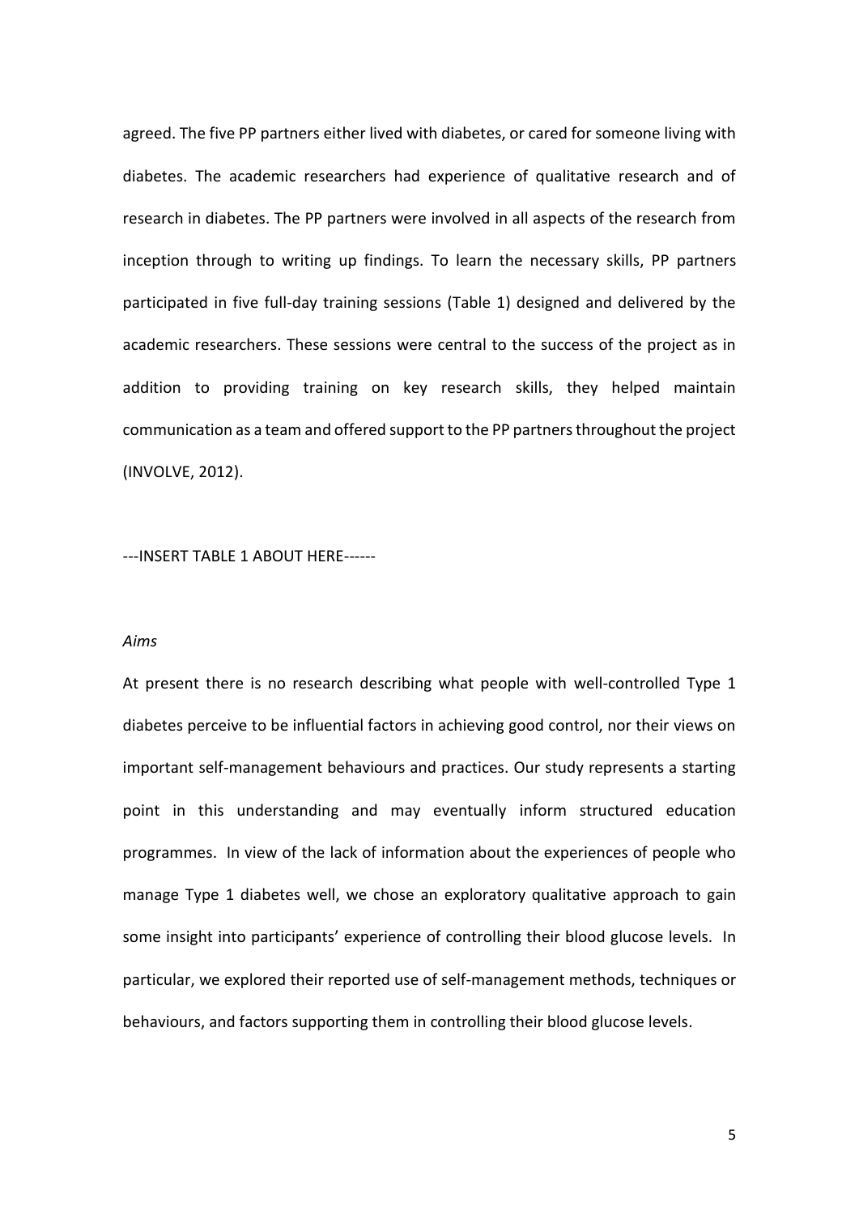agreed. The five PP partners either lived with diabetes, or cared for someone living with diabetes. The academic researchers had experience of qualitative research and of research in diabetes. The PP partners were involved in all aspects of the research from inception through to writing up findings. To learn the necessary skills, PP partners participated in five full-day training sessions (Table 1) designed and delivered by the academic researchers. These sessions were central to the success of the project as in addition to providing training on key research skills, they helped maintain communication as a team and offered support to the PP partners throughout the project (INVOLVE, 2012).

---INSERT TABLE 1 ABOUT HERE------

*Aims*

At present there is no research describing what people with well-controlled Type 1 diabetes perceive to be influential factors in achieving good control, nor their views on important self-management behaviours and practices. Our study represents a starting point in this understanding and may eventually inform structured education programmes. In view of the lack of information about the experiences of people who manage Type 1 diabetes well, we chose an exploratory qualitative approach to gain some insight into participants' experience of controlling their blood glucose levels. In particular, we explored their reported use of self-management methods, techniques or behaviours, and factors supporting them in controlling their blood glucose levels.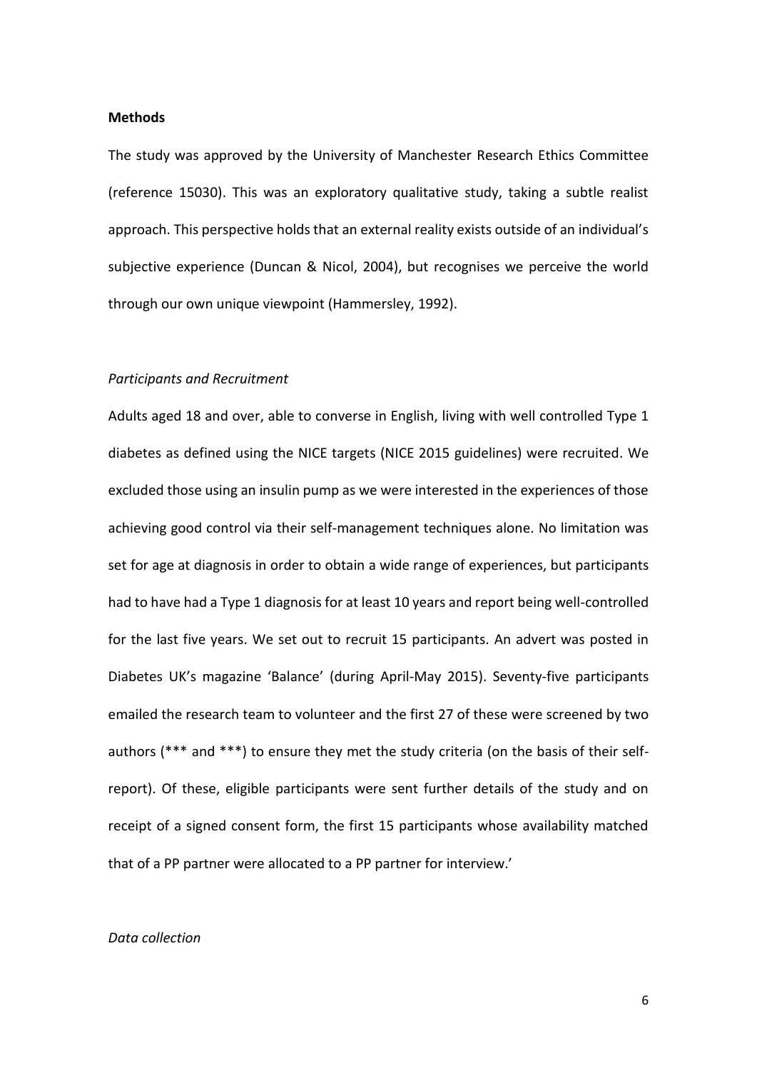**Methods**

The study was approved by the University of Manchester Research Ethics Committee (reference 15030). This was an exploratory qualitative study, taking a subtle realist approach. This perspective holds that an external reality exists outside of an individual's subjective experience (Duncan & Nicol, 2004), but recognises we perceive the world through our own unique viewpoint (Hammersley, 1992).

*Participants and Recruitment*

Adults aged 18 and over, able to converse in English, living with well controlled Type 1 diabetes as defined using the NICE targets (NICE 2015 guidelines) were recruited. We excluded those using an insulin pump as we were interested in the experiences of those achieving good control via their self-management techniques alone. No limitation was set for age at diagnosis in order to obtain a wide range of experiences, but participants had to have had a Type 1 diagnosis for at least 10 years and report being well-controlled for the last five years. We set out to recruit 15 participants. An advert was posted in Diabetes UK's magazine 'Balance' (during April-May 2015). Seventy-five participants emailed the research team to volunteer and the first 27 of these were screened by two authors (*** and ***) to ensure they met the study criteria (on the basis of their self-report). Of these, eligible participants were sent further details of the study and on receipt of a signed consent form, the first 15 participants whose availability matched that of a PP partner were allocated to a PP partner for interview.'

*Data collection*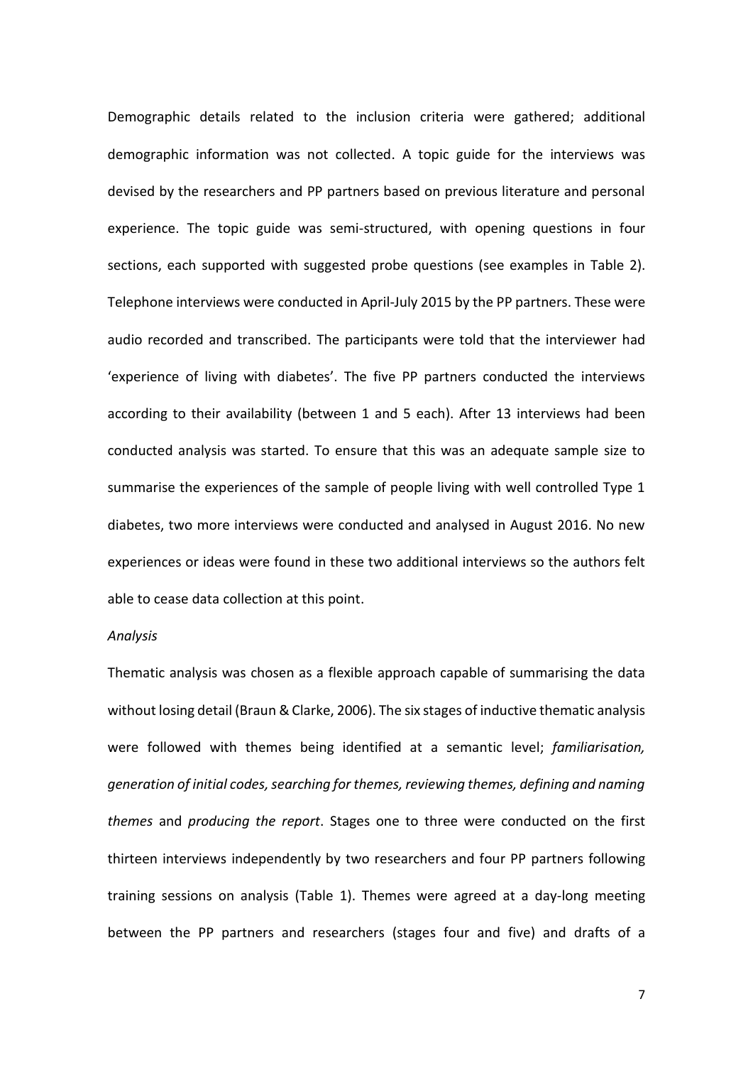Demographic details related to the inclusion criteria were gathered; additional demographic information was not collected. A topic guide for the interviews was devised by the researchers and PP partners based on previous literature and personal experience. The topic guide was semi-structured, with opening questions in four sections, each supported with suggested probe questions (see examples in Table 2). Telephone interviews were conducted in April-July 2015 by the PP partners. These were audio recorded and transcribed. The participants were told that the interviewer had 'experience of living with diabetes'. The five PP partners conducted the interviews according to their availability (between 1 and 5 each). After 13 interviews had been conducted analysis was started. To ensure that this was an adequate sample size to summarise the experiences of the sample of people living with well controlled Type 1 diabetes, two more interviews were conducted and analysed in August 2016. No new experiences or ideas were found in these two additional interviews so the authors felt able to cease data collection at this point.

*Analysis*

Thematic analysis was chosen as a flexible approach capable of summarising the data without losing detail (Braun & Clarke, 2006). The six stages of inductive thematic analysis were followed with themes being identified at a semantic level; *familiarisation, generation of initial codes, searching for themes, reviewing themes, defining and naming themes* and *producing the report*. Stages one to three were conducted on the first thirteen interviews independently by two researchers and four PP partners following training sessions on analysis (Table 1). Themes were agreed at a day-long meeting between the PP partners and researchers (stages four and five) and drafts of a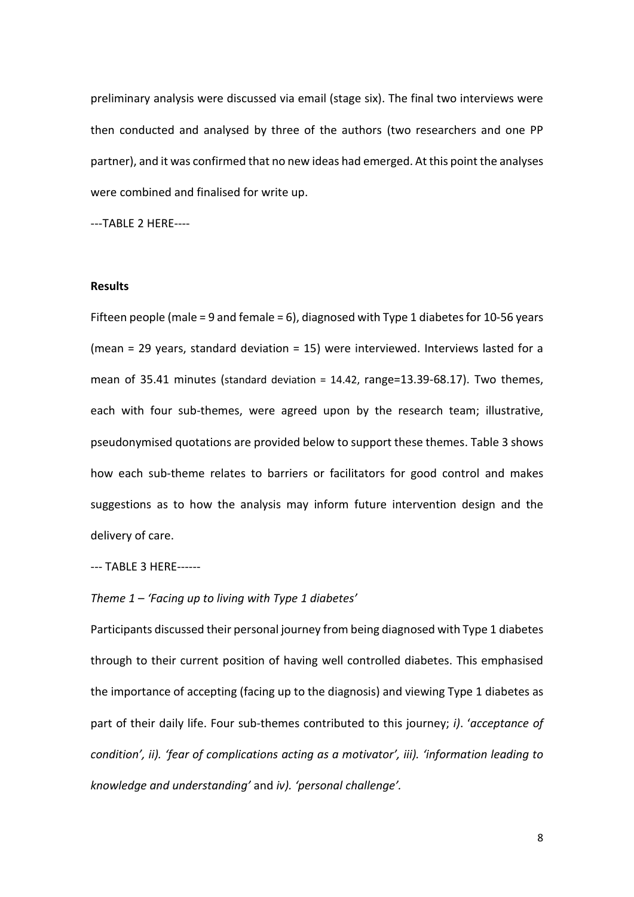preliminary analysis were discussed via email (stage six). The final two interviews were then conducted and analysed by three of the authors (two researchers and one PP partner), and it was confirmed that no new ideas had emerged. At this point the analyses were combined and finalised for write up.

---TABLE 2 HERE----

**Results**

Fifteen people (male = 9 and female = 6), diagnosed with Type 1 diabetes for 10-56 years (mean = 29 years, standard deviation = 15) were interviewed. Interviews lasted for a mean of 35.41 minutes (standard deviation = 14.42, range=13.39-68.17). Two themes, each with four sub-themes, were agreed upon by the research team; illustrative, pseudonymised quotations are provided below to support these themes. Table 3 shows how each sub-theme relates to barriers or facilitators for good control and makes suggestions as to how the analysis may inform future intervention design and the delivery of care.

--- TABLE 3 HERE------

*Theme 1 – 'Facing up to living with Type 1 diabetes'*

Participants discussed their personal journey from being diagnosed with Type 1 diabetes through to their current position of having well controlled diabetes. This emphasised the importance of accepting (facing up to the diagnosis) and viewing Type 1 diabetes as part of their daily life. Four sub-themes contributed to this journey; *i)*. '*acceptance of condition', ii). 'fear of complications acting as a motivator', iii). 'information leading to knowledge and understanding'* and *iv). 'personal challenge'.*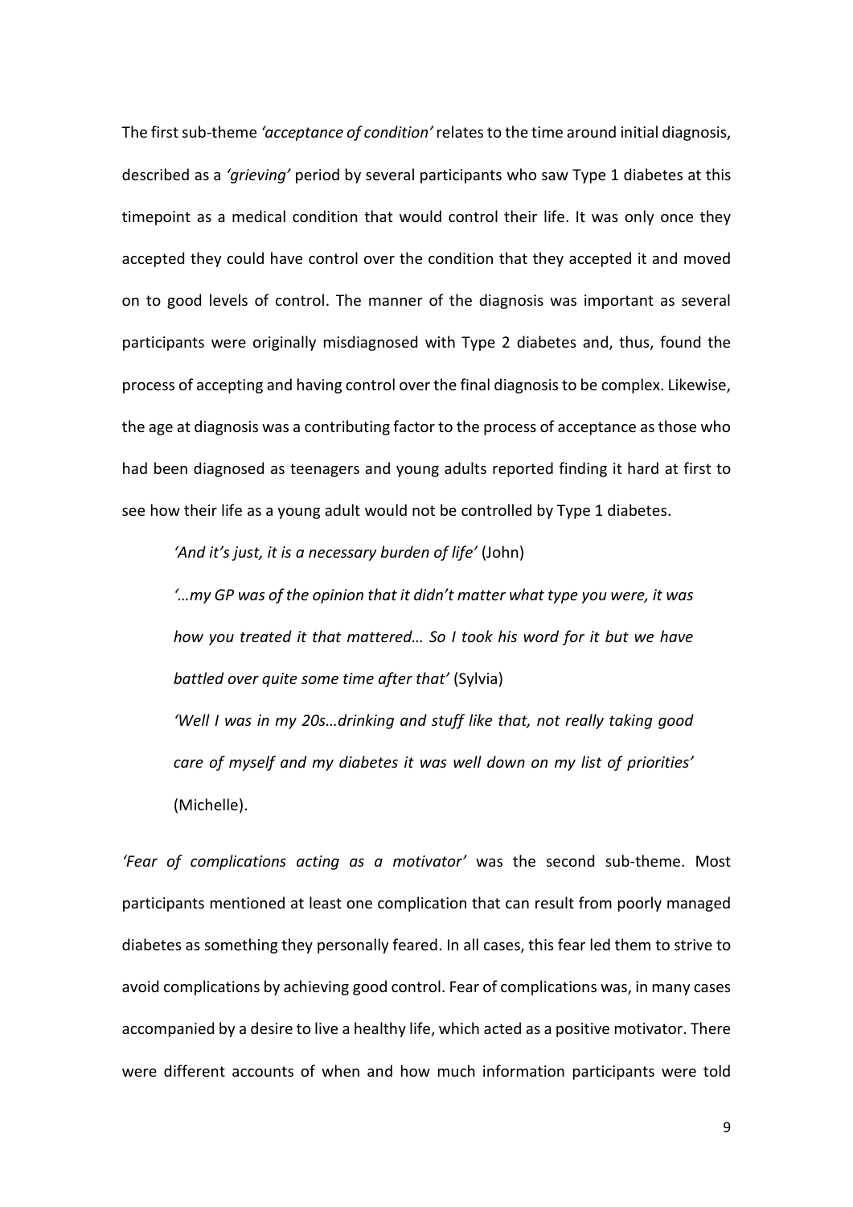The first sub-theme *'acceptance of condition'* relates to the time around initial diagnosis, described as a *'grieving'* period by several participants who saw Type 1 diabetes at this timepoint as a medical condition that would control their life. It was only once they accepted they could have control over the condition that they accepted it and moved on to good levels of control. The manner of the diagnosis was important as several participants were originally misdiagnosed with Type 2 diabetes and, thus, found the process of accepting and having control over the final diagnosis to be complex. Likewise, the age at diagnosis was a contributing factor to the process of acceptance as those who had been diagnosed as teenagers and young adults reported finding it hard at first to see how their life as a young adult would not be controlled by Type 1 diabetes.

> *'And it's just, it is a necessary burden of life'* (John)
>
> *'…my GP was of the opinion that it didn't matter what type you were, it was how you treated it that mattered… So I took his word for it but we have battled over quite some time after that'* (Sylvia)
>
> *'Well I was in my 20s…drinking and stuff like that, not really taking good care of myself and my diabetes it was well down on my list of priorities'* (Michelle).

*'Fear of complications acting as a motivator'* was the second sub-theme. Most participants mentioned at least one complication that can result from poorly managed diabetes as something they personally feared. In all cases, this fear led them to strive to avoid complications by achieving good control. Fear of complications was, in many cases accompanied by a desire to live a healthy life, which acted as a positive motivator. There were different accounts of when and how much information participants were told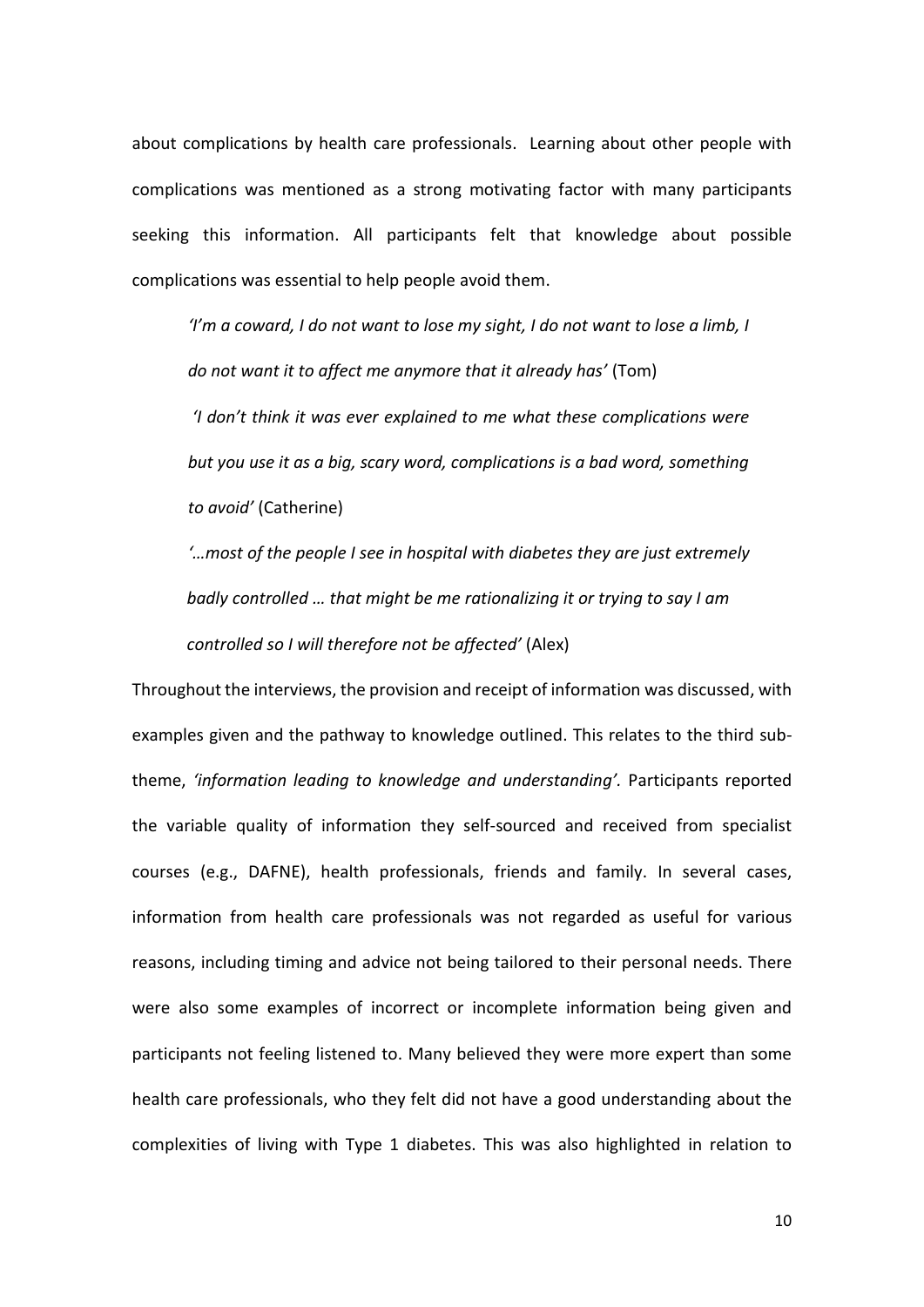about complications by health care professionals. Learning about other people with complications was mentioned as a strong motivating factor with many participants seeking this information. All participants felt that knowledge about possible complications was essential to help people avoid them.

> *'I'm a coward, I do not want to lose my sight, I do not want to lose a limb, I do not want it to affect me anymore that it already has'* (Tom)
>
> *'I don't think it was ever explained to me what these complications were but you use it as a big, scary word, complications is a bad word, something to avoid'* (Catherine)
>
> *'…most of the people I see in hospital with diabetes they are just extremely badly controlled … that might be me rationalizing it or trying to say I am controlled so I will therefore not be affected'* (Alex)

Throughout the interviews, the provision and receipt of information was discussed, with examples given and the pathway to knowledge outlined. This relates to the third sub-theme, *'information leading to knowledge and understanding'.* Participants reported the variable quality of information they self-sourced and received from specialist courses (e.g., DAFNE), health professionals, friends and family. In several cases, information from health care professionals was not regarded as useful for various reasons, including timing and advice not being tailored to their personal needs. There were also some examples of incorrect or incomplete information being given and participants not feeling listened to. Many believed they were more expert than some health care professionals, who they felt did not have a good understanding about the complexities of living with Type 1 diabetes. This was also highlighted in relation to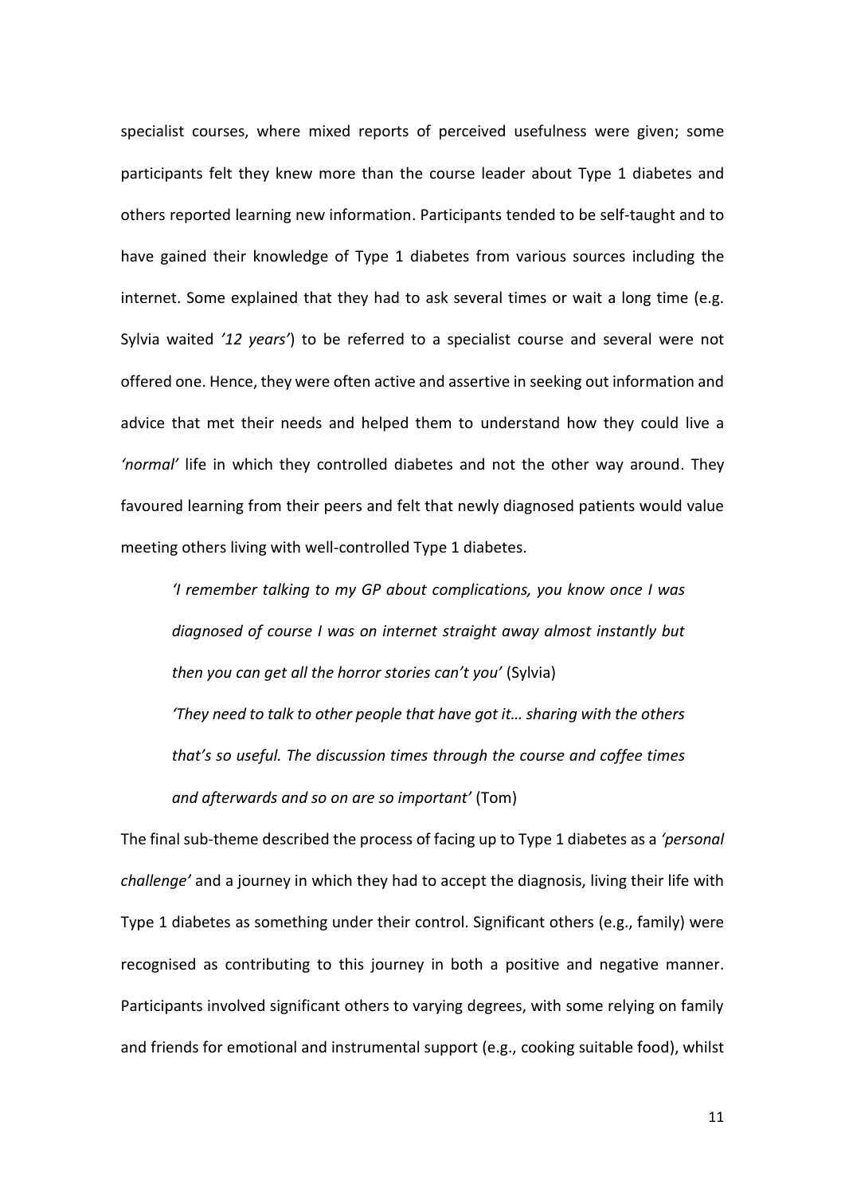specialist courses, where mixed reports of perceived usefulness were given; some participants felt they knew more than the course leader about Type 1 diabetes and others reported learning new information. Participants tended to be self-taught and to have gained their knowledge of Type 1 diabetes from various sources including the internet. Some explained that they had to ask several times or wait a long time (e.g. Sylvia waited *'12 years'*) to be referred to a specialist course and several were not offered one. Hence, they were often active and assertive in seeking out information and advice that met their needs and helped them to understand how they could live a *'normal'* life in which they controlled diabetes and not the other way around. They favoured learning from their peers and felt that newly diagnosed patients would value meeting others living with well-controlled Type 1 diabetes.

> *'I remember talking to my GP about complications, you know once I was diagnosed of course I was on internet straight away almost instantly but then you can get all the horror stories can't you'* (Sylvia)
>
> *'They need to talk to other people that have got it… sharing with the others that's so useful. The discussion times through the course and coffee times and afterwards and so on are so important'* (Tom)

The final sub-theme described the process of facing up to Type 1 diabetes as a *'personal challenge'* and a journey in which they had to accept the diagnosis, living their life with Type 1 diabetes as something under their control. Significant others (e.g., family) were recognised as contributing to this journey in both a positive and negative manner. Participants involved significant others to varying degrees, with some relying on family and friends for emotional and instrumental support (e.g., cooking suitable food), whilst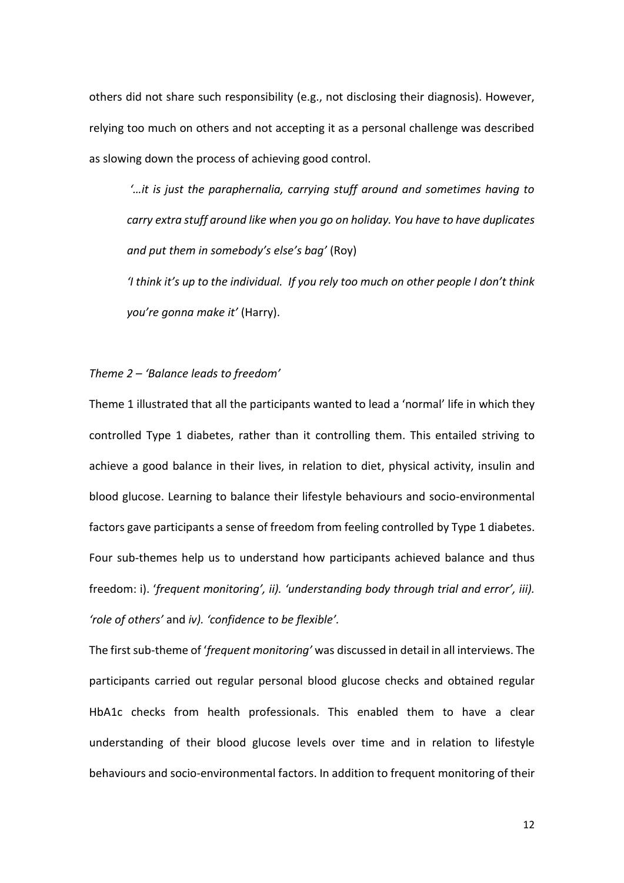others did not share such responsibility (e.g., not disclosing their diagnosis). However, relying too much on others and not accepting it as a personal challenge was described as slowing down the process of achieving good control.

> *'…it is just the paraphernalia, carrying stuff around and sometimes having to carry extra stuff around like when you go on holiday. You have to have duplicates and put them in somebody's else's bag'* (Roy)
>
> *'I think it's up to the individual. If you rely too much on other people I don't think you're gonna make it'* (Harry).

*Theme 2 – 'Balance leads to freedom'*

Theme 1 illustrated that all the participants wanted to lead a 'normal' life in which they controlled Type 1 diabetes, rather than it controlling them. This entailed striving to achieve a good balance in their lives, in relation to diet, physical activity, insulin and blood glucose. Learning to balance their lifestyle behaviours and socio-environmental factors gave participants a sense of freedom from feeling controlled by Type 1 diabetes. Four sub-themes help us to understand how participants achieved balance and thus freedom: i). '*frequent monitoring', ii). 'understanding body through trial and error', iii). 'role of others'* and *iv). 'confidence to be flexible'*.

The first sub-theme of '*frequent monitoring'* was discussed in detail in all interviews. The participants carried out regular personal blood glucose checks and obtained regular HbA1c checks from health professionals. This enabled them to have a clear understanding of their blood glucose levels over time and in relation to lifestyle behaviours and socio-environmental factors. In addition to frequent monitoring of their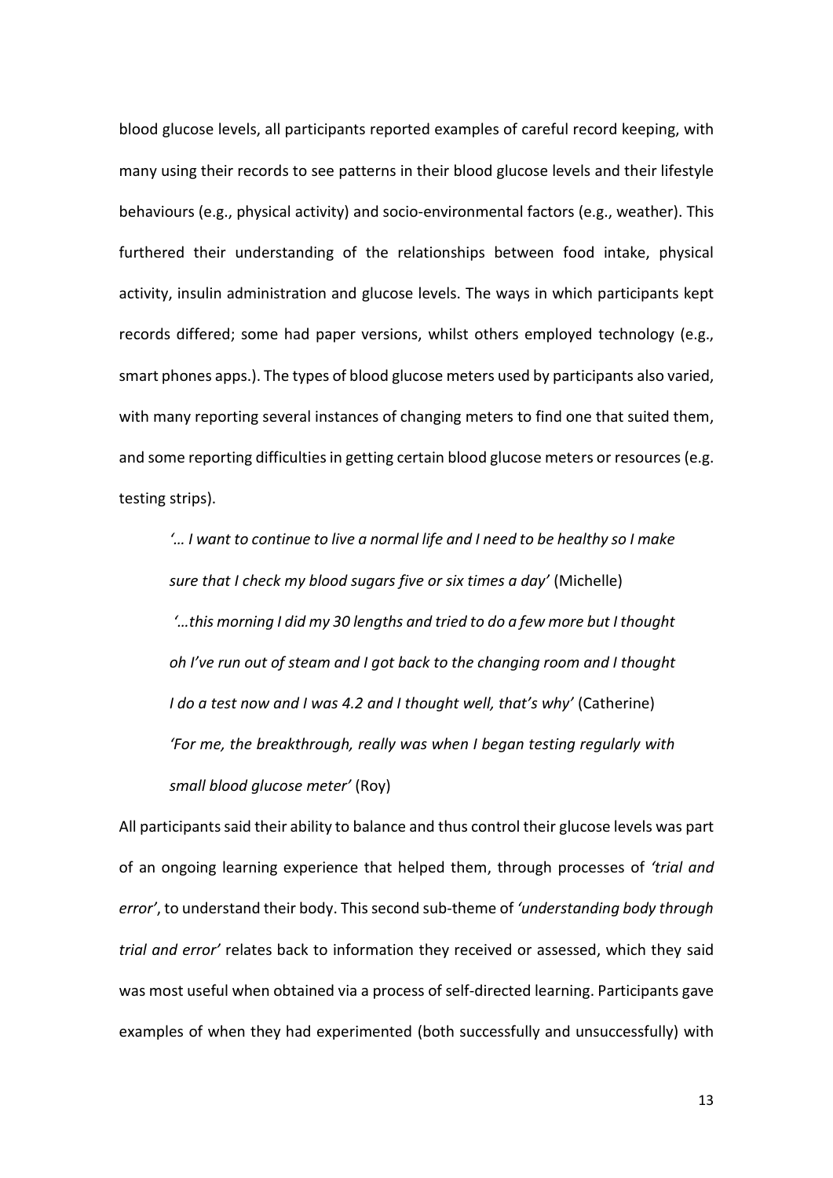blood glucose levels, all participants reported examples of careful record keeping, with many using their records to see patterns in their blood glucose levels and their lifestyle behaviours (e.g., physical activity) and socio-environmental factors (e.g., weather). This furthered their understanding of the relationships between food intake, physical activity, insulin administration and glucose levels. The ways in which participants kept records differed; some had paper versions, whilst others employed technology (e.g., smart phones apps.). The types of blood glucose meters used by participants also varied, with many reporting several instances of changing meters to find one that suited them, and some reporting difficulties in getting certain blood glucose meters or resources (e.g. testing strips).

> *'… I want to continue to live a normal life and I need to be healthy so I make sure that I check my blood sugars five or six times a day'* (Michelle)
>
> *'…this morning I did my 30 lengths and tried to do a few more but I thought oh I've run out of steam and I got back to the changing room and I thought I do a test now and I was 4.2 and I thought well, that's why'* (Catherine)
>
> *'For me, the breakthrough, really was when I began testing regularly with small blood glucose meter'* (Roy)

All participants said their ability to balance and thus control their glucose levels was part of an ongoing learning experience that helped them, through processes of *'trial and error'*, to understand their body. This second sub-theme of *'understanding body through trial and error'* relates back to information they received or assessed, which they said was most useful when obtained via a process of self-directed learning. Participants gave examples of when they had experimented (both successfully and unsuccessfully) with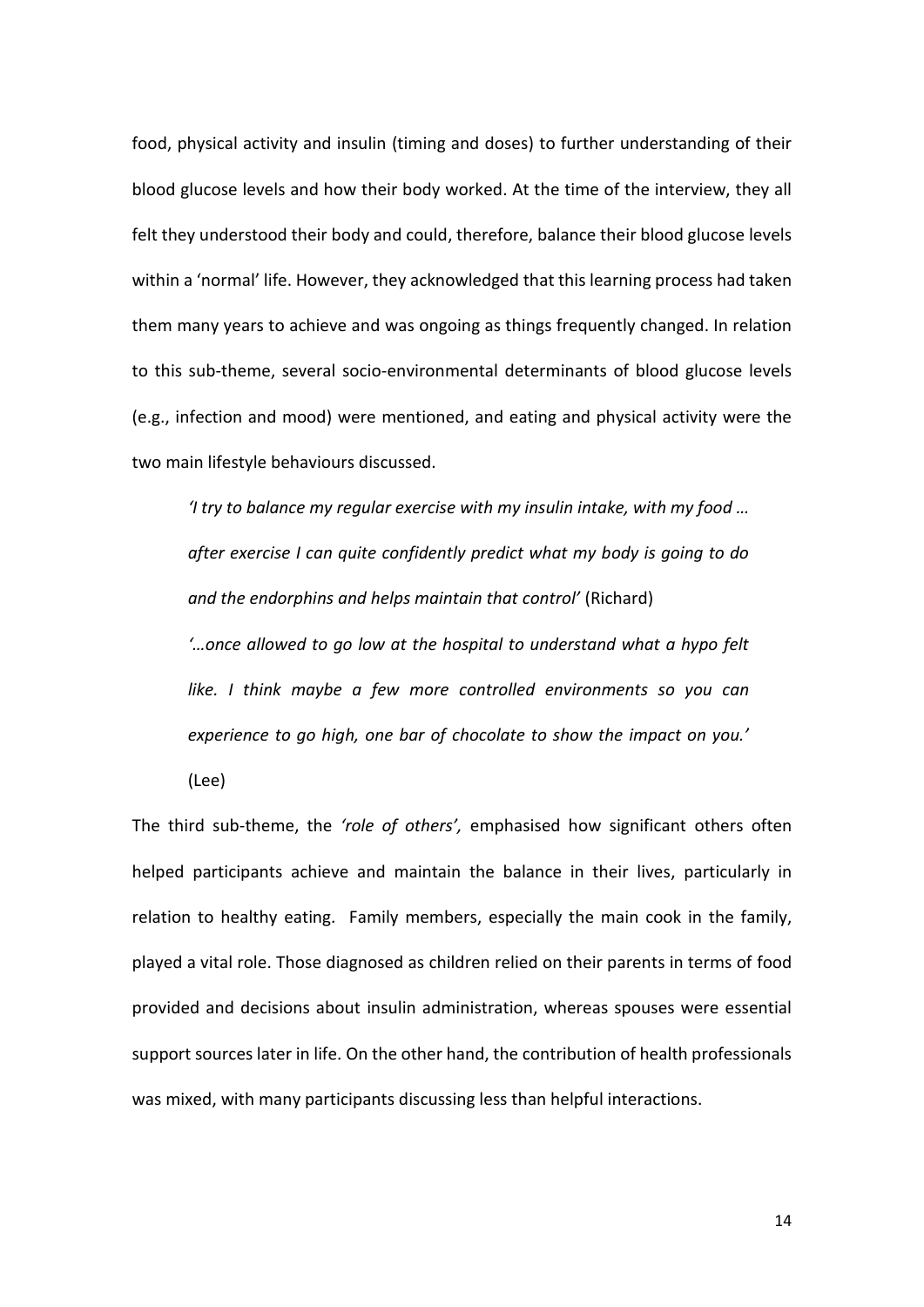food, physical activity and insulin (timing and doses) to further understanding of their blood glucose levels and how their body worked. At the time of the interview, they all felt they understood their body and could, therefore, balance their blood glucose levels within a 'normal' life. However, they acknowledged that this learning process had taken them many years to achieve and was ongoing as things frequently changed. In relation to this sub-theme, several socio-environmental determinants of blood glucose levels (e.g., infection and mood) were mentioned, and eating and physical activity were the two main lifestyle behaviours discussed.

> *'I try to balance my regular exercise with my insulin intake, with my food … after exercise I can quite confidently predict what my body is going to do and the endorphins and helps maintain that control'* (Richard)
>
> *'…once allowed to go low at the hospital to understand what a hypo felt like. I think maybe a few more controlled environments so you can experience to go high, one bar of chocolate to show the impact on you.'* (Lee)

The third sub-theme, the *'role of others',* emphasised how significant others often helped participants achieve and maintain the balance in their lives, particularly in relation to healthy eating. Family members, especially the main cook in the family, played a vital role. Those diagnosed as children relied on their parents in terms of food provided and decisions about insulin administration, whereas spouses were essential support sources later in life. On the other hand, the contribution of health professionals was mixed, with many participants discussing less than helpful interactions.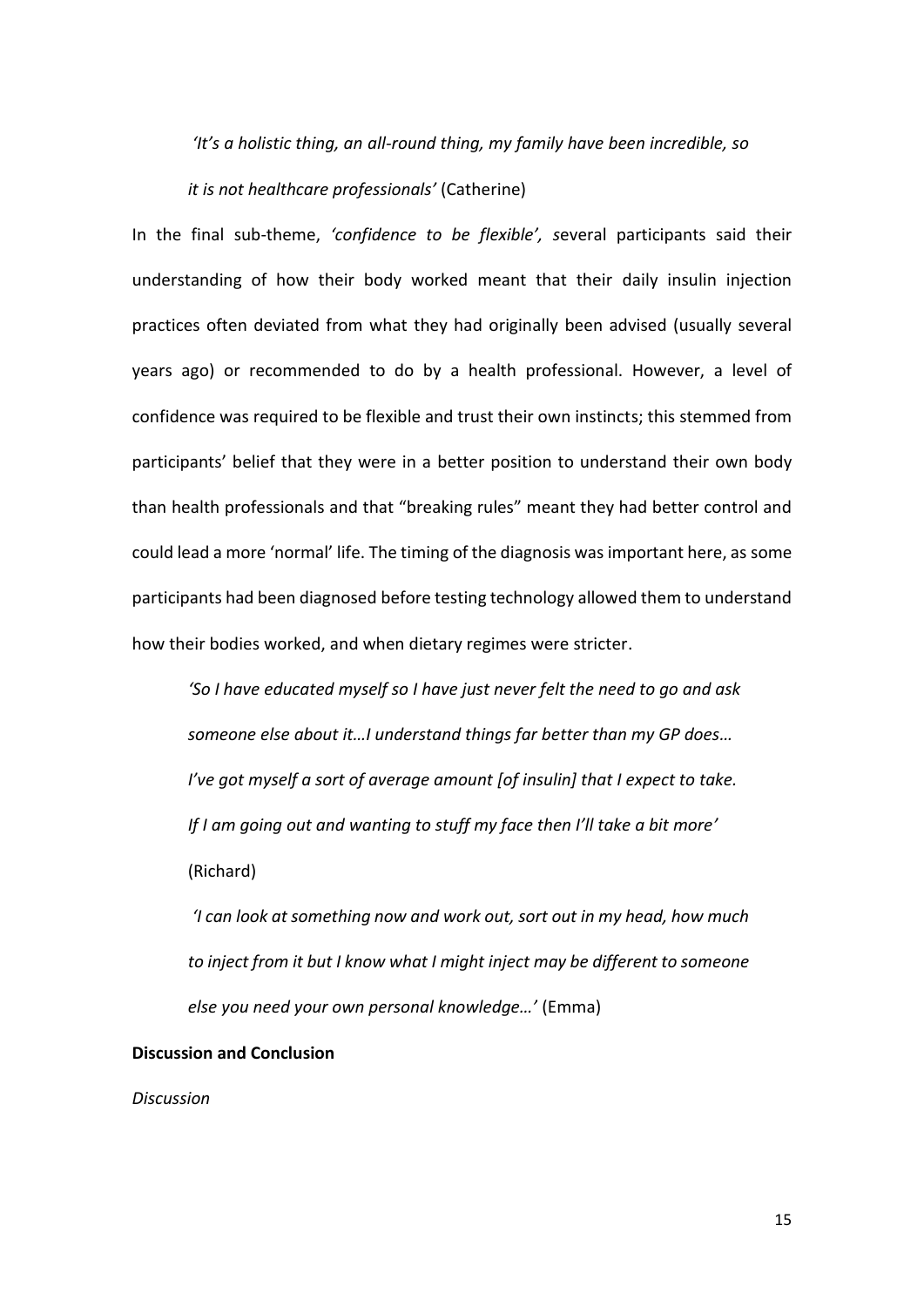> *'It's a holistic thing, an all-round thing, my family have been incredible, so it is not healthcare professionals'* (Catherine)

In the final sub-theme, *'confidence to be flexible',* several participants said their understanding of how their body worked meant that their daily insulin injection practices often deviated from what they had originally been advised (usually several years ago) or recommended to do by a health professional. However, a level of confidence was required to be flexible and trust their own instincts; this stemmed from participants' belief that they were in a better position to understand their own body than health professionals and that "breaking rules" meant they had better control and could lead a more 'normal' life. The timing of the diagnosis was important here, as some participants had been diagnosed before testing technology allowed them to understand how their bodies worked, and when dietary regimes were stricter.

> *'So I have educated myself so I have just never felt the need to go and ask someone else about it…I understand things far better than my GP does… I've got myself a sort of average amount [of insulin] that I expect to take. If I am going out and wanting to stuff my face then I'll take a bit more'* (Richard)

> *'I can look at something now and work out, sort out in my head, how much to inject from it but I know what I might inject may be different to someone else you need your own personal knowledge…'* (Emma)

**Discussion and Conclusion**

*Discussion*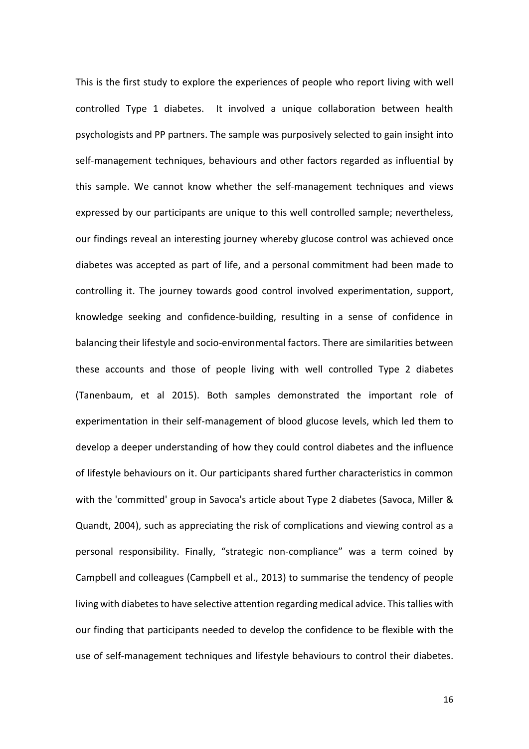This is the first study to explore the experiences of people who report living with well controlled Type 1 diabetes. It involved a unique collaboration between health psychologists and PP partners. The sample was purposively selected to gain insight into self-management techniques, behaviours and other factors regarded as influential by this sample. We cannot know whether the self-management techniques and views expressed by our participants are unique to this well controlled sample; nevertheless, our findings reveal an interesting journey whereby glucose control was achieved once diabetes was accepted as part of life, and a personal commitment had been made to controlling it. The journey towards good control involved experimentation, support, knowledge seeking and confidence-building, resulting in a sense of confidence in balancing their lifestyle and socio-environmental factors. There are similarities between these accounts and those of people living with well controlled Type 2 diabetes (Tanenbaum, et al 2015). Both samples demonstrated the important role of experimentation in their self-management of blood glucose levels, which led them to develop a deeper understanding of how they could control diabetes and the influence of lifestyle behaviours on it. Our participants shared further characteristics in common with the 'committed' group in Savoca's article about Type 2 diabetes (Savoca, Miller & Quandt, 2004), such as appreciating the risk of complications and viewing control as a personal responsibility. Finally, "strategic non-compliance" was a term coined by Campbell and colleagues (Campbell et al., 2013) to summarise the tendency of people living with diabetes to have selective attention regarding medical advice. This tallies with our finding that participants needed to develop the confidence to be flexible with the use of self-management techniques and lifestyle behaviours to control their diabetes.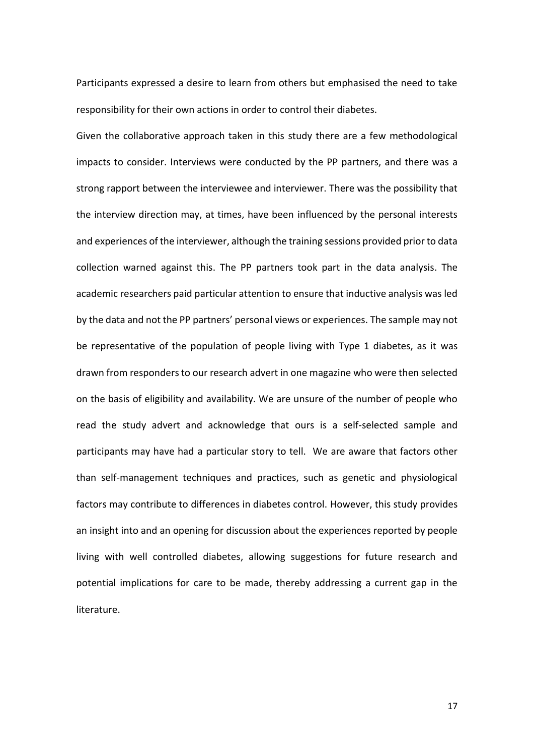Participants expressed a desire to learn from others but emphasised the need to take responsibility for their own actions in order to control their diabetes.

Given the collaborative approach taken in this study there are a few methodological impacts to consider. Interviews were conducted by the PP partners, and there was a strong rapport between the interviewee and interviewer. There was the possibility that the interview direction may, at times, have been influenced by the personal interests and experiences of the interviewer, although the training sessions provided prior to data collection warned against this. The PP partners took part in the data analysis. The academic researchers paid particular attention to ensure that inductive analysis was led by the data and not the PP partners' personal views or experiences. The sample may not be representative of the population of people living with Type 1 diabetes, as it was drawn from responders to our research advert in one magazine who were then selected on the basis of eligibility and availability. We are unsure of the number of people who read the study advert and acknowledge that ours is a self-selected sample and participants may have had a particular story to tell. We are aware that factors other than self-management techniques and practices, such as genetic and physiological factors may contribute to differences in diabetes control. However, this study provides an insight into and an opening for discussion about the experiences reported by people living with well controlled diabetes, allowing suggestions for future research and potential implications for care to be made, thereby addressing a current gap in the literature.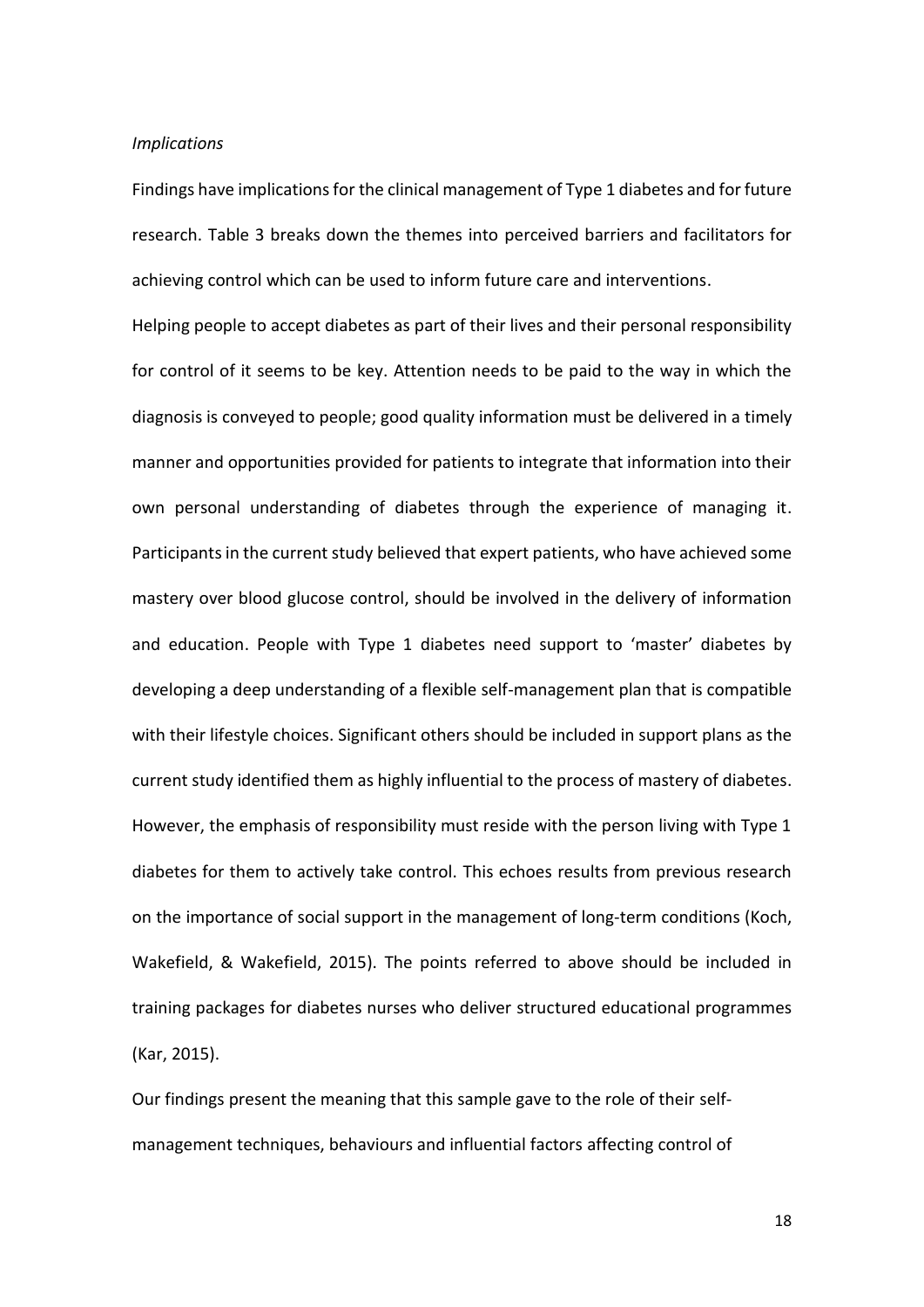*Implications*

Findings have implications for the clinical management of Type 1 diabetes and for future research. Table 3 breaks down the themes into perceived barriers and facilitators for achieving control which can be used to inform future care and interventions.

Helping people to accept diabetes as part of their lives and their personal responsibility for control of it seems to be key. Attention needs to be paid to the way in which the diagnosis is conveyed to people; good quality information must be delivered in a timely manner and opportunities provided for patients to integrate that information into their own personal understanding of diabetes through the experience of managing it. Participants in the current study believed that expert patients, who have achieved some mastery over blood glucose control, should be involved in the delivery of information and education. People with Type 1 diabetes need support to 'master' diabetes by developing a deep understanding of a flexible self-management plan that is compatible with their lifestyle choices. Significant others should be included in support plans as the current study identified them as highly influential to the process of mastery of diabetes. However, the emphasis of responsibility must reside with the person living with Type 1 diabetes for them to actively take control. This echoes results from previous research on the importance of social support in the management of long-term conditions (Koch, Wakefield, & Wakefield, 2015). The points referred to above should be included in training packages for diabetes nurses who deliver structured educational programmes (Kar, 2015).

Our findings present the meaning that this sample gave to the role of their self-management techniques, behaviours and influential factors affecting control of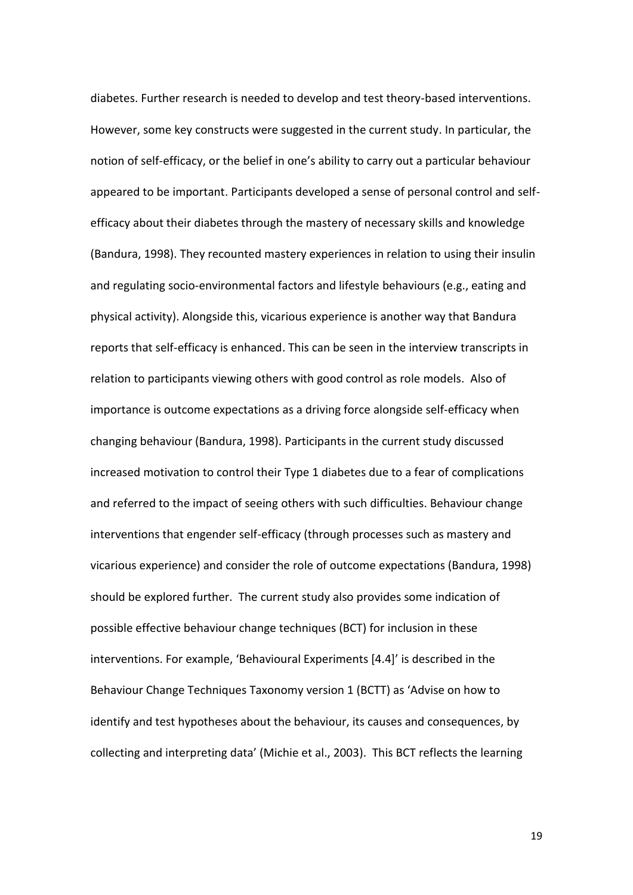diabetes. Further research is needed to develop and test theory-based interventions. However, some key constructs were suggested in the current study. In particular, the notion of self-efficacy, or the belief in one's ability to carry out a particular behaviour appeared to be important. Participants developed a sense of personal control and self-efficacy about their diabetes through the mastery of necessary skills and knowledge (Bandura, 1998). They recounted mastery experiences in relation to using their insulin and regulating socio-environmental factors and lifestyle behaviours (e.g., eating and physical activity). Alongside this, vicarious experience is another way that Bandura reports that self-efficacy is enhanced. This can be seen in the interview transcripts in relation to participants viewing others with good control as role models. Also of importance is outcome expectations as a driving force alongside self-efficacy when changing behaviour (Bandura, 1998). Participants in the current study discussed increased motivation to control their Type 1 diabetes due to a fear of complications and referred to the impact of seeing others with such difficulties. Behaviour change interventions that engender self-efficacy (through processes such as mastery and vicarious experience) and consider the role of outcome expectations (Bandura, 1998) should be explored further. The current study also provides some indication of possible effective behaviour change techniques (BCT) for inclusion in these interventions. For example, 'Behavioural Experiments [4.4]' is described in the Behaviour Change Techniques Taxonomy version 1 (BCTT) as 'Advise on how to identify and test hypotheses about the behaviour, its causes and consequences, by collecting and interpreting data' (Michie et al., 2003). This BCT reflects the learning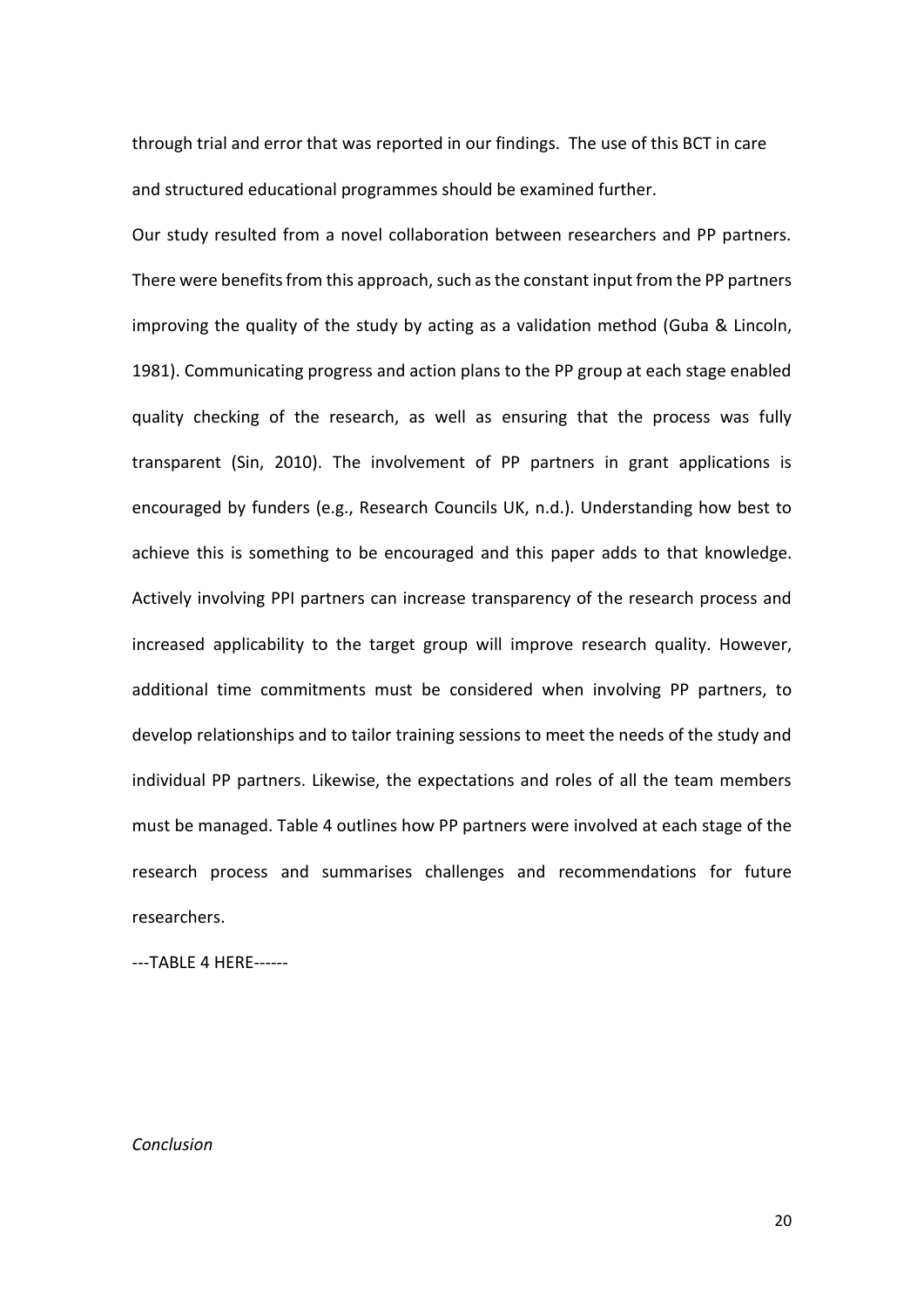through trial and error that was reported in our findings. The use of this BCT in care and structured educational programmes should be examined further.

Our study resulted from a novel collaboration between researchers and PP partners. There were benefits from this approach, such as the constant input from the PP partners improving the quality of the study by acting as a validation method (Guba & Lincoln, 1981). Communicating progress and action plans to the PP group at each stage enabled quality checking of the research, as well as ensuring that the process was fully transparent (Sin, 2010). The involvement of PP partners in grant applications is encouraged by funders (e.g., Research Councils UK, n.d.). Understanding how best to achieve this is something to be encouraged and this paper adds to that knowledge. Actively involving PPI partners can increase transparency of the research process and increased applicability to the target group will improve research quality. However, additional time commitments must be considered when involving PP partners, to develop relationships and to tailor training sessions to meet the needs of the study and individual PP partners. Likewise, the expectations and roles of all the team members must be managed. Table 4 outlines how PP partners were involved at each stage of the research process and summarises challenges and recommendations for future researchers.

---TABLE 4 HERE------

*Conclusion*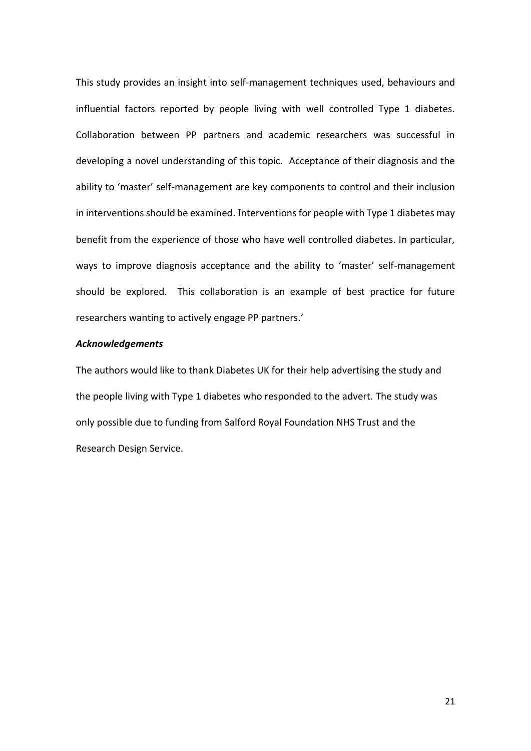This study provides an insight into self-management techniques used, behaviours and influential factors reported by people living with well controlled Type 1 diabetes. Collaboration between PP partners and academic researchers was successful in developing a novel understanding of this topic. Acceptance of their diagnosis and the ability to 'master' self-management are key components to control and their inclusion in interventions should be examined. Interventions for people with Type 1 diabetes may benefit from the experience of those who have well controlled diabetes. In particular, ways to improve diagnosis acceptance and the ability to 'master' self-management should be explored. This collaboration is an example of best practice for future researchers wanting to actively engage PP partners.'

***Acknowledgements***

The authors would like to thank Diabetes UK for their help advertising the study and the people living with Type 1 diabetes who responded to the advert. The study was only possible due to funding from Salford Royal Foundation NHS Trust and the Research Design Service.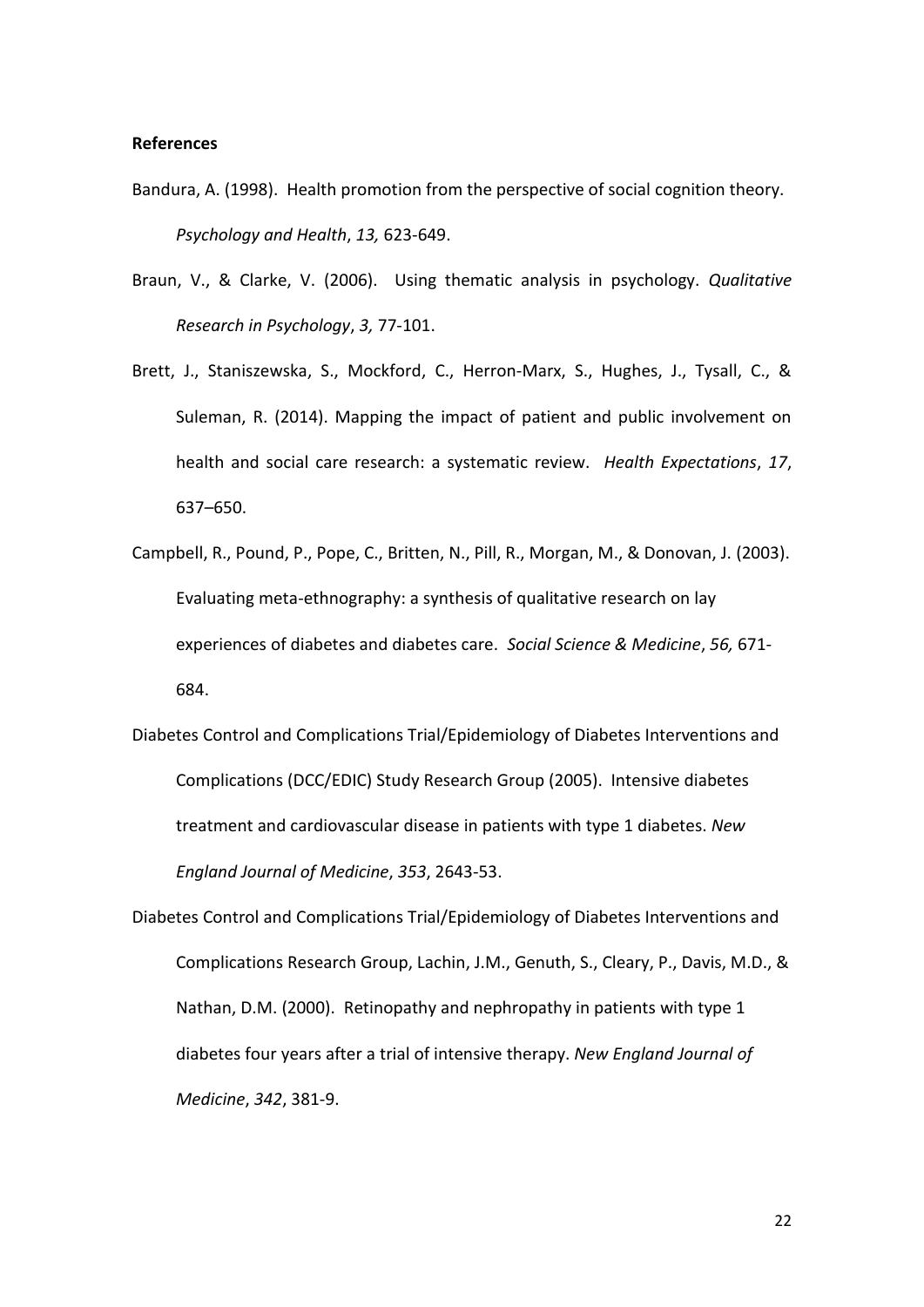**References**

Bandura, A. (1998). Health promotion from the perspective of social cognition theory. *Psychology and Health*, *13,* 623-649.

Braun, V., & Clarke, V. (2006). Using thematic analysis in psychology. *Qualitative Research in Psychology*, *3,* 77-101.

Brett, J., Staniszewska, S., Mockford, C., Herron-Marx, S., Hughes, J., Tysall, C., & Suleman, R. (2014). Mapping the impact of patient and public involvement on health and social care research: a systematic review. *Health Expectations*, *17*, 637–650.

Campbell, R., Pound, P., Pope, C., Britten, N., Pill, R., Morgan, M., & Donovan, J. (2003). Evaluating meta-ethnography: a synthesis of qualitative research on lay experiences of diabetes and diabetes care. *Social Science & Medicine*, *56,* 671-684.

Diabetes Control and Complications Trial/Epidemiology of Diabetes Interventions and Complications (DCC/EDIC) Study Research Group (2005). Intensive diabetes treatment and cardiovascular disease in patients with type 1 diabetes. *New England Journal of Medicine*, *353*, 2643-53.

Diabetes Control and Complications Trial/Epidemiology of Diabetes Interventions and Complications Research Group, Lachin, J.M., Genuth, S., Cleary, P., Davis, M.D., & Nathan, D.M. (2000). Retinopathy and nephropathy in patients with type 1 diabetes four years after a trial of intensive therapy. *New England Journal of Medicine*, *342*, 381-9.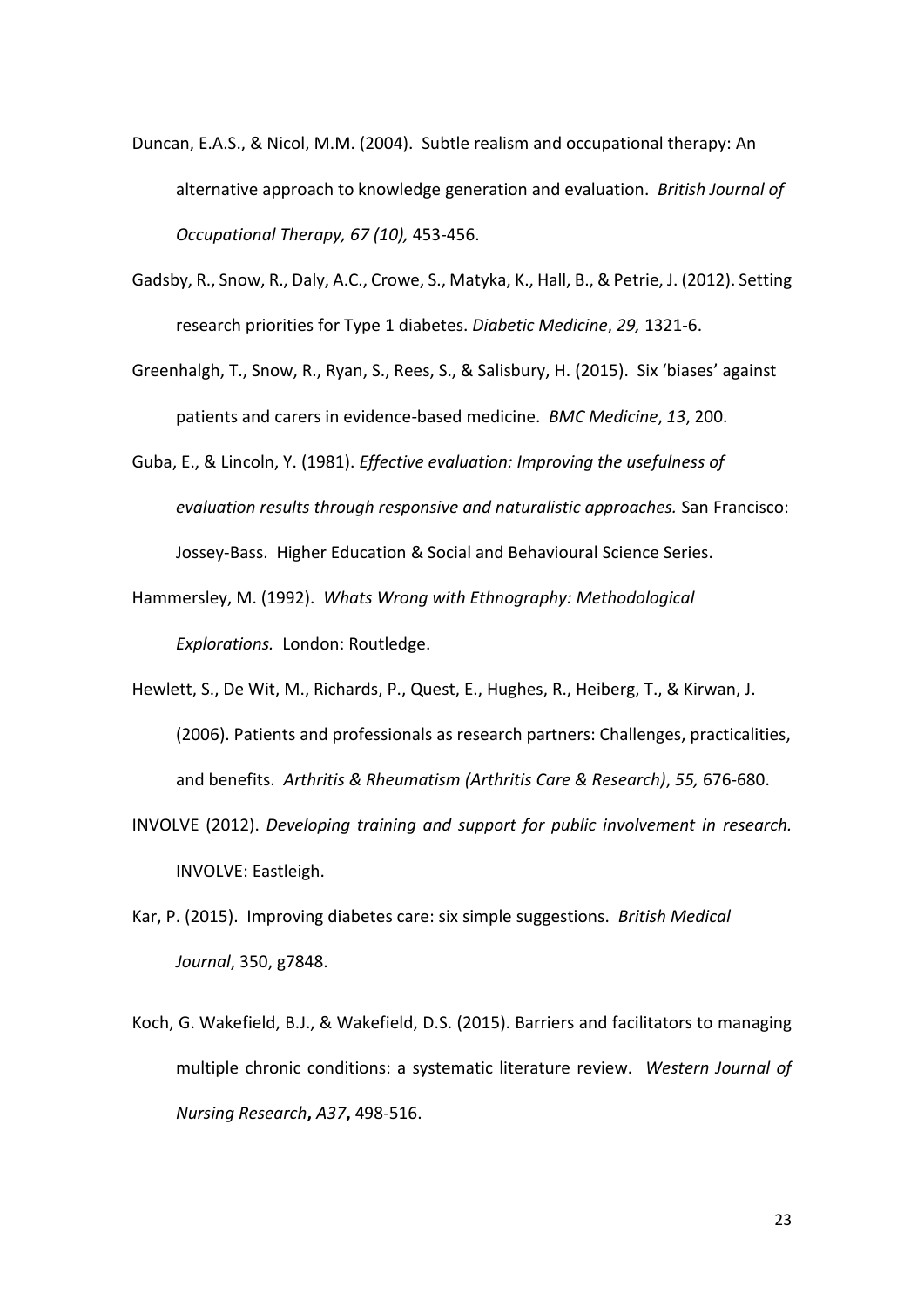Duncan, E.A.S., & Nicol, M.M. (2004). Subtle realism and occupational therapy: An alternative approach to knowledge generation and evaluation. *British Journal of Occupational Therapy, 67 (10),* 453-456.

Gadsby, R., Snow, R., Daly, A.C., Crowe, S., Matyka, K., Hall, B., & Petrie, J. (2012). Setting research priorities for Type 1 diabetes. *Diabetic Medicine*, *29,* 1321-6.

Greenhalgh, T., Snow, R., Ryan, S., Rees, S., & Salisbury, H. (2015). Six 'biases' against patients and carers in evidence-based medicine. *BMC Medicine*, *13*, 200.

Guba, E., & Lincoln, Y. (1981). *Effective evaluation: Improving the usefulness of evaluation results through responsive and naturalistic approaches.* San Francisco: Jossey-Bass. Higher Education & Social and Behavioural Science Series.

Hammersley, M. (1992). *Whats Wrong with Ethnography: Methodological Explorations.* London: Routledge.

Hewlett, S., De Wit, M., Richards, P., Quest, E., Hughes, R., Heiberg, T., & Kirwan, J. (2006). Patients and professionals as research partners: Challenges, practicalities, and benefits. *Arthritis & Rheumatism (Arthritis Care & Research)*, *55,* 676-680.

INVOLVE (2012). *Developing training and support for public involvement in research.* INVOLVE: Eastleigh.

Kar, P. (2015). Improving diabetes care: six simple suggestions. *British Medical Journal*, 350, g7848.

Koch, G. Wakefield, B.J., & Wakefield, D.S. (2015). Barriers and facilitators to managing multiple chronic conditions: a systematic literature review. *Western Journal of Nursing Research***,** *A37***,** 498-516.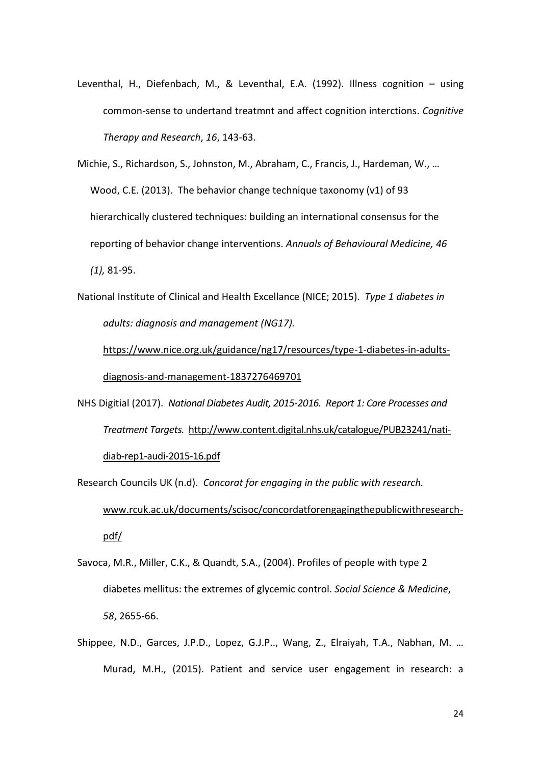Leventhal, H., Diefenbach, M., & Leventhal, E.A. (1992). Illness cognition – using common-sense to undertand treatmnt and affect cognition interctions. *Cognitive Therapy and Research*, *16*, 143-63.

Michie, S., Richardson, S., Johnston, M., Abraham, C., Francis, J., Hardeman, W., … Wood, C.E. (2013). The behavior change technique taxonomy (v1) of 93 hierarchically clustered techniques: building an international consensus for the reporting of behavior change interventions. *Annuals of Behavioural Medicine, 46 (1),* 81-95.

National Institute of Clinical and Health Excellance (NICE; 2015). *Type 1 diabetes in adults: diagnosis and management (NG17).* https://www.nice.org.uk/guidance/ng17/resources/type-1-diabetes-in-adults-diagnosis-and-management-1837276469701

NHS Digitial (2017). *National Diabetes Audit, 2015-2016. Report 1: Care Processes and Treatment Targets.* http://www.content.digital.nhs.uk/catalogue/PUB23241/nati-diab-rep1-audi-2015-16.pdf

Research Councils UK (n.d). *Concorat for engaging in the public with research.* www.rcuk.ac.uk/documents/scisoc/concordatforengagingthepublicwithresearch-pdf/

Savoca, M.R., Miller, C.K., & Quandt, S.A., (2004). Profiles of people with type 2 diabetes mellitus: the extremes of glycemic control. *Social Science & Medicine*, *58*, 2655-66.

Shippee, N.D., Garces, J.P.D., Lopez, G.J.P.., Wang, Z., Elraiyah, T.A., Nabhan, M. … Murad, M.H., (2015). Patient and service user engagement in research: a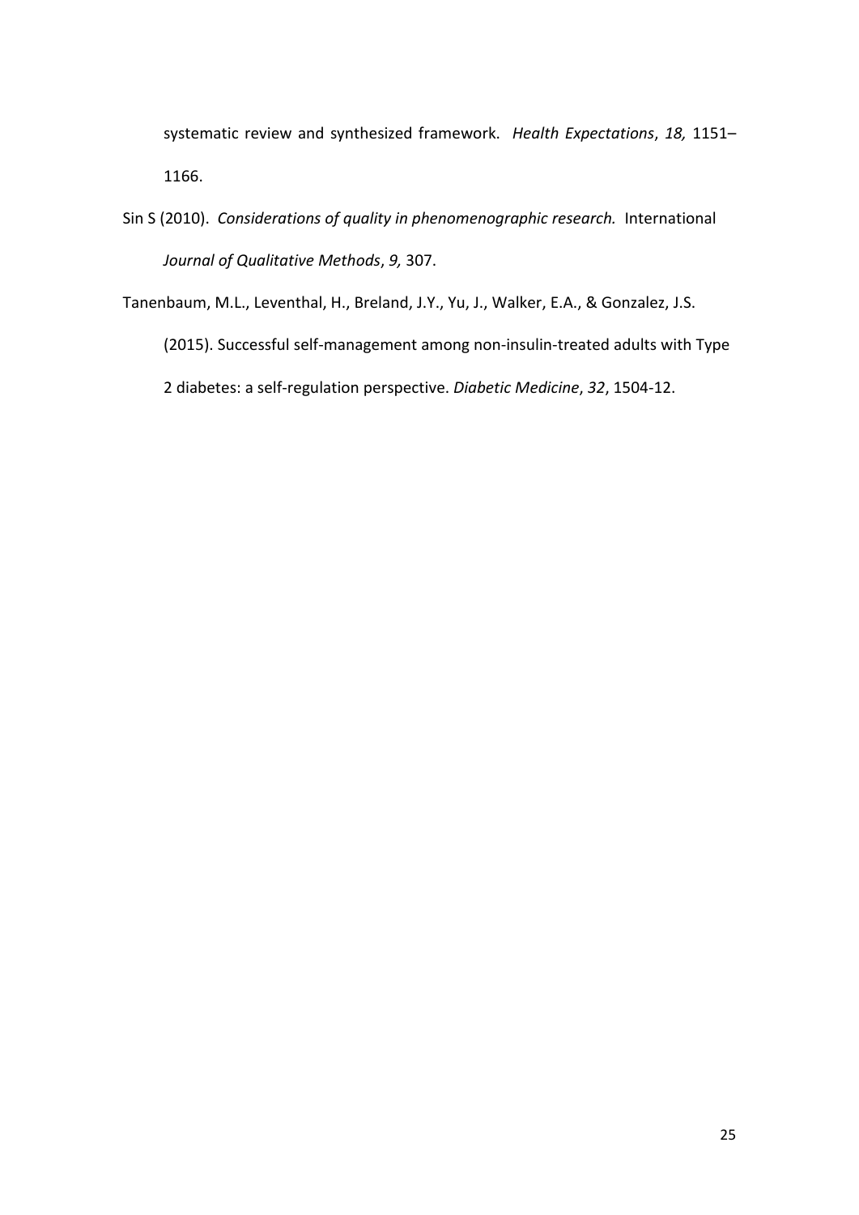systematic review and synthesized framework. *Health Expectations*, *18,* 1151–1166.

Sin S (2010). *Considerations of quality in phenomenographic research.* International *Journal of Qualitative Methods*, *9,* 307.

Tanenbaum, M.L., Leventhal, H., Breland, J.Y., Yu, J., Walker, E.A., & Gonzalez, J.S. (2015). Successful self-management among non-insulin-treated adults with Type 2 diabetes: a self-regulation perspective. *Diabetic Medicine*, *32*, 1504-12.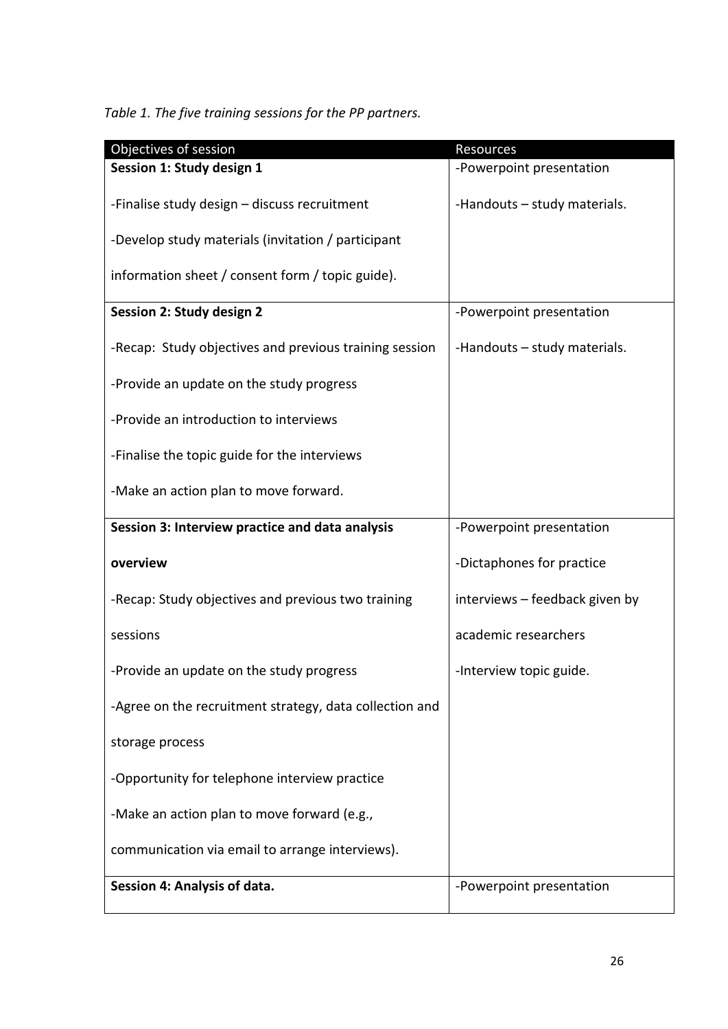*Table 1. The five training sessions for the PP partners.*

| Objectives of session | Resources |
|---|---|
| **Session 1: Study design 1**<br><br>-Finalise study design – discuss recruitment<br><br>-Develop study materials (invitation / participant information sheet / consent form / topic guide). | -Powerpoint presentation<br><br>-Handouts – study materials. |
| **Session 2: Study design 2**<br><br>-Recap: Study objectives and previous training session<br><br>-Provide an update on the study progress<br><br>-Provide an introduction to interviews<br><br>-Finalise the topic guide for the interviews<br><br>-Make an action plan to move forward. | -Powerpoint presentation<br><br>-Handouts – study materials. |
| **Session 3: Interview practice and data analysis overview**<br><br>-Recap: Study objectives and previous two training sessions<br><br>-Provide an update on the study progress<br><br>-Agree on the recruitment strategy, data collection and storage process<br><br>-Opportunity for telephone interview practice<br><br>-Make an action plan to move forward (e.g., communication via email to arrange interviews). | -Powerpoint presentation<br><br>-Dictaphones for practice interviews – feedback given by academic researchers<br><br>-Interview topic guide. |
| **Session 4: Analysis of data.** | -Powerpoint presentation |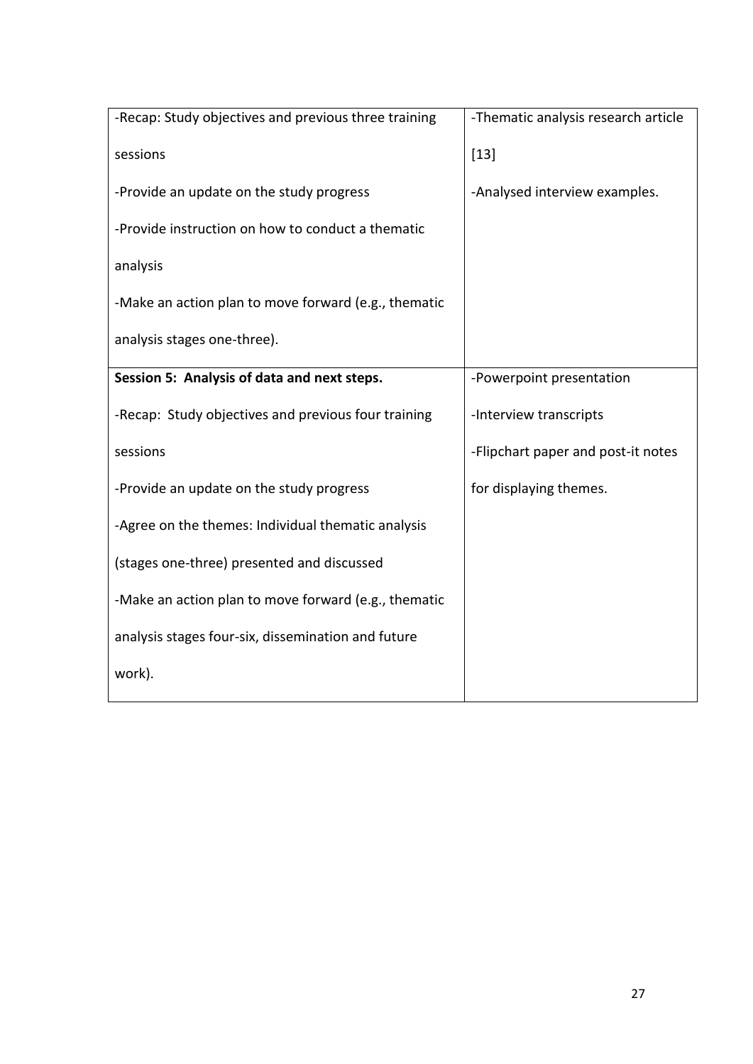| | |
|---|---|
| -Recap: Study objectives and previous three training sessions<br>-Provide an update on the study progress<br>-Provide instruction on how to conduct a thematic analysis<br>-Make an action plan to move forward (e.g., thematic analysis stages one-three). | -Thematic analysis research article [13]<br>-Analysed interview examples. |
| **Session 5: Analysis of data and next steps.**<br>-Recap: Study objectives and previous four training sessions<br>-Provide an update on the study progress<br>-Agree on the themes: Individual thematic analysis (stages one-three) presented and discussed<br>-Make an action plan to move forward (e.g., thematic analysis stages four-six, dissemination and future work). | -Powerpoint presentation<br>-Interview transcripts<br>-Flipchart paper and post-it notes for displaying themes. |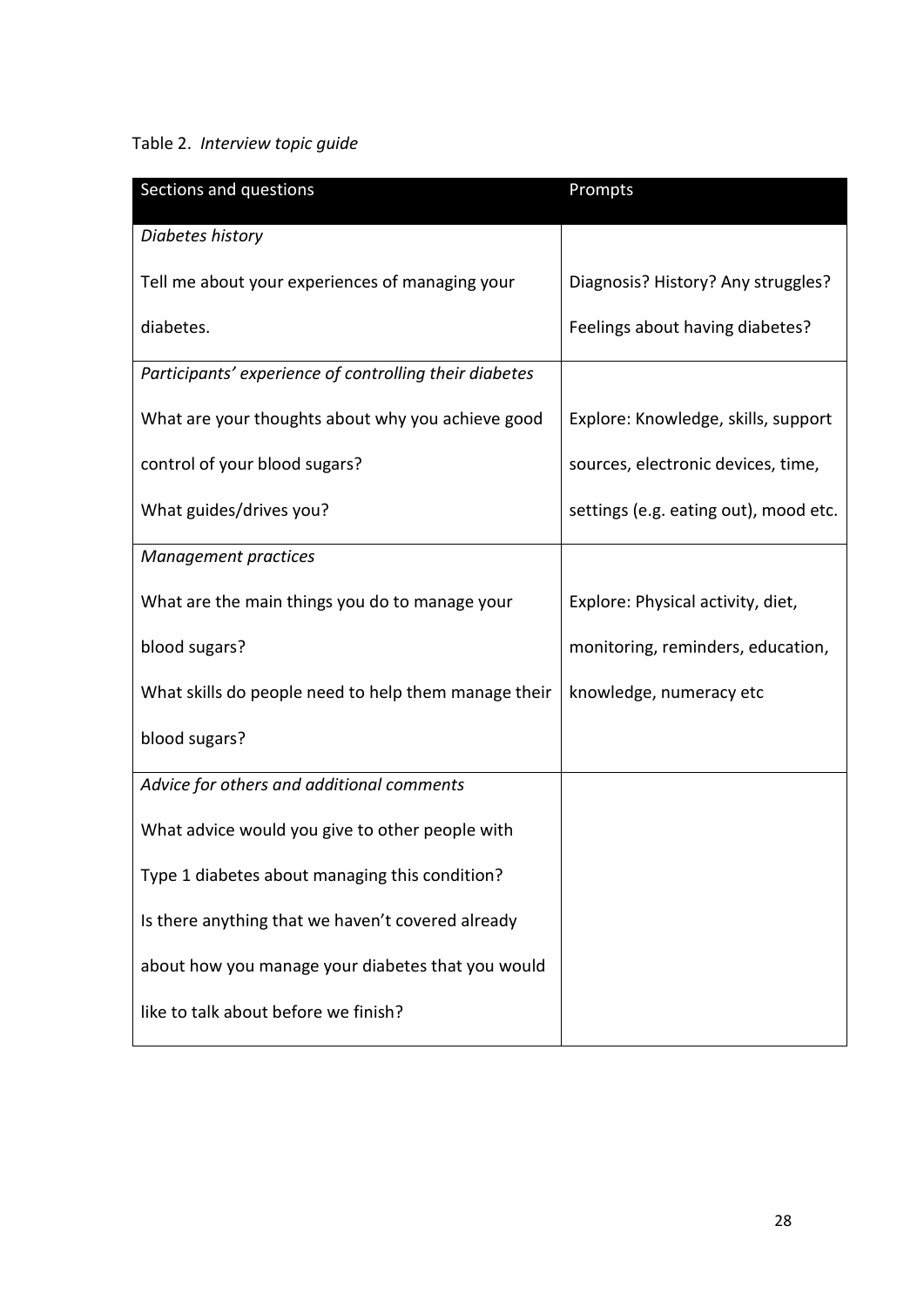Table 2. *Interview topic guide*

| Sections and questions | Prompts |
|---|---|
| *Diabetes history* | |
| Tell me about your experiences of managing your diabetes. | Diagnosis? History? Any struggles? Feelings about having diabetes? |
| *Participants' experience of controlling their diabetes* | |
| What are your thoughts about why you achieve good control of your blood sugars? What guides/drives you? | Explore: Knowledge, skills, support sources, electronic devices, time, settings (e.g. eating out), mood etc. |
| *Management practices* | |
| What are the main things you do to manage your blood sugars? What skills do people need to help them manage their blood sugars? | Explore: Physical activity, diet, monitoring, reminders, education, knowledge, numeracy etc |
| *Advice for others and additional comments* | |
| What advice would you give to other people with Type 1 diabetes about managing this condition? Is there anything that we haven't covered already about how you manage your diabetes that you would like to talk about before we finish? | |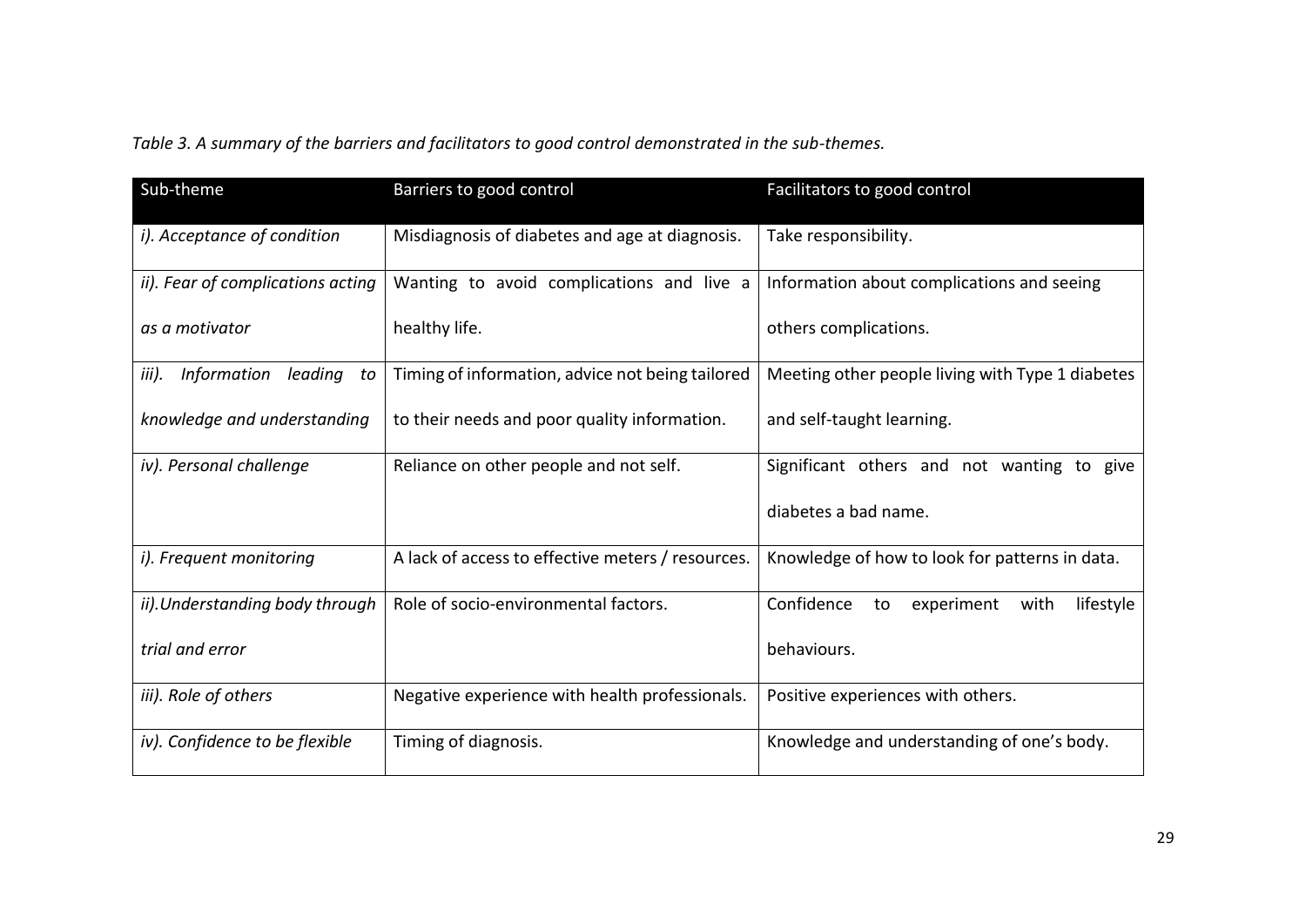*Table 3. A summary of the barriers and facilitators to good control demonstrated in the sub-themes.*

| Sub-theme | Barriers to good control | Facilitators to good control |
|---|---|---|
| *i). Acceptance of condition* | Misdiagnosis of diabetes and age at diagnosis. | Take responsibility. |
| *ii). Fear of complications acting as a motivator* | Wanting to avoid complications and live a healthy life. | Information about complications and seeing others complications. |
| *iii). Information leading to knowledge and understanding* | Timing of information, advice not being tailored to their needs and poor quality information. | Meeting other people living with Type 1 diabetes and self-taught learning. |
| *iv). Personal challenge* | Reliance on other people and not self. | Significant others and not wanting to give diabetes a bad name. |
| *i). Frequent monitoring* | A lack of access to effective meters / resources. | Knowledge of how to look for patterns in data. |
| *ii).Understanding body through trial and error* | Role of socio-environmental factors. | Confidence to experiment with lifestyle behaviours. |
| *iii). Role of others* | Negative experience with health professionals. | Positive experiences with others. |
| *iv). Confidence to be flexible* | Timing of diagnosis. | Knowledge and understanding of one's body. |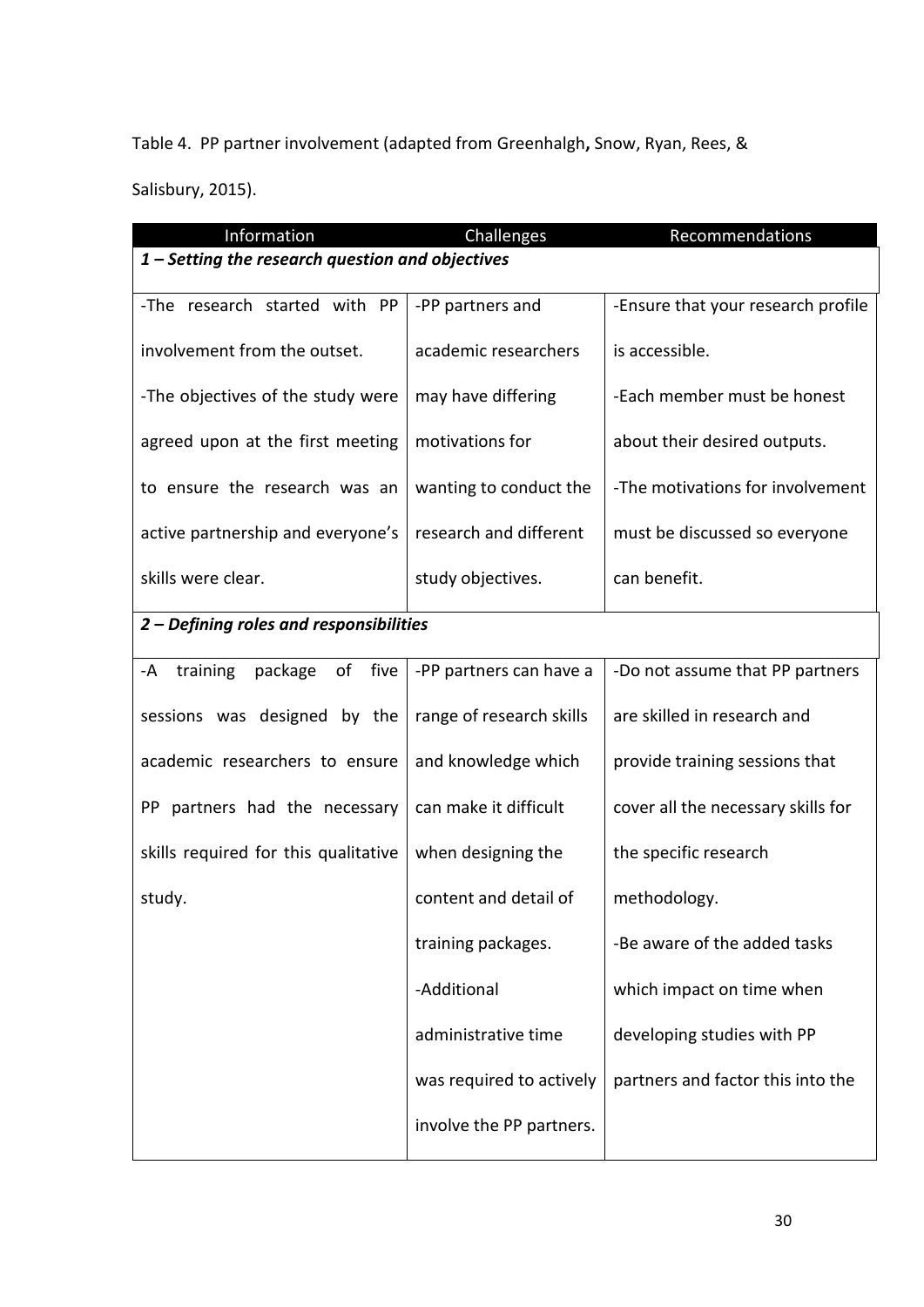Table 4. PP partner involvement (adapted from Greenhalgh, Snow, Ryan, Rees, & Salisbury, 2015).

| Information | Challenges | Recommendations |
|---|---|---|
| ***1 – Setting the research question and objectives*** | | |
| -The research started with PP involvement from the outset.<br>-The objectives of the study were agreed upon at the first meeting to ensure the research was an active partnership and everyone's skills were clear. | -PP partners and academic researchers may have differing motivations for wanting to conduct the research and different study objectives. | -Ensure that your research profile is accessible.<br>-Each member must be honest about their desired outputs.<br>-The motivations for involvement must be discussed so everyone can benefit. |
| ***2 – Defining roles and responsibilities*** | | |
| -A training package of five sessions was designed by the academic researchers to ensure PP partners had the necessary skills required for this qualitative study. | -PP partners can have a range of research skills and knowledge which can make it difficult when designing the content and detail of training packages.<br>-Additional administrative time was required to actively involve the PP partners. | -Do not assume that PP partners are skilled in research and provide training sessions that cover all the necessary skills for the specific research methodology.<br>-Be aware of the added tasks which impact on time when developing studies with PP partners and factor this into the |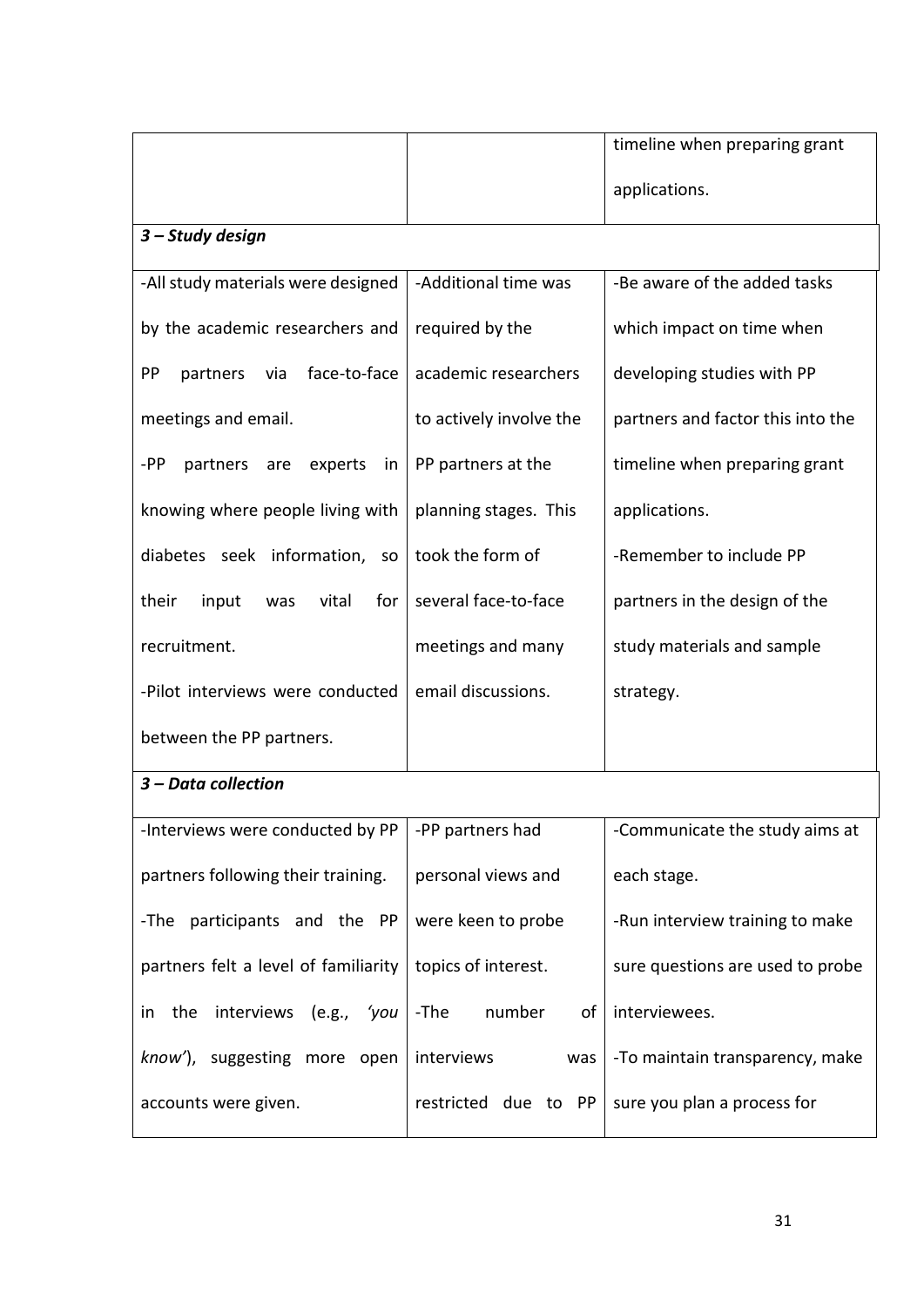| | | |
|---|---|---|
| | | timeline when preparing grant applications. |
| ***3 – Study design*** | | |
| -All study materials were designed by the academic researchers and PP partners via face-to-face meetings and email.<br>-PP partners are experts in knowing where people living with diabetes seek information, so their input was vital for recruitment.<br>-Pilot interviews were conducted between the PP partners. | -Additional time was required by the academic researchers to actively involve the PP partners at the planning stages. This took the form of several face-to-face meetings and many email discussions. | -Be aware of the added tasks which impact on time when developing studies with PP partners and factor this into the timeline when preparing grant applications.<br>-Remember to include PP partners in the design of the study materials and sample strategy. |
| ***3 – Data collection*** | | |
| -Interviews were conducted by PP partners following their training.<br>-The participants and the PP partners felt a level of familiarity in the interviews (e.g., *'you know'*), suggesting more open accounts were given. | -PP partners had personal views and were keen to probe topics of interest.<br>-The number of interviews was restricted due to PP | -Communicate the study aims at each stage.<br>-Run interview training to make sure questions are used to probe interviewees.<br>-To maintain transparency, make sure you plan a process for |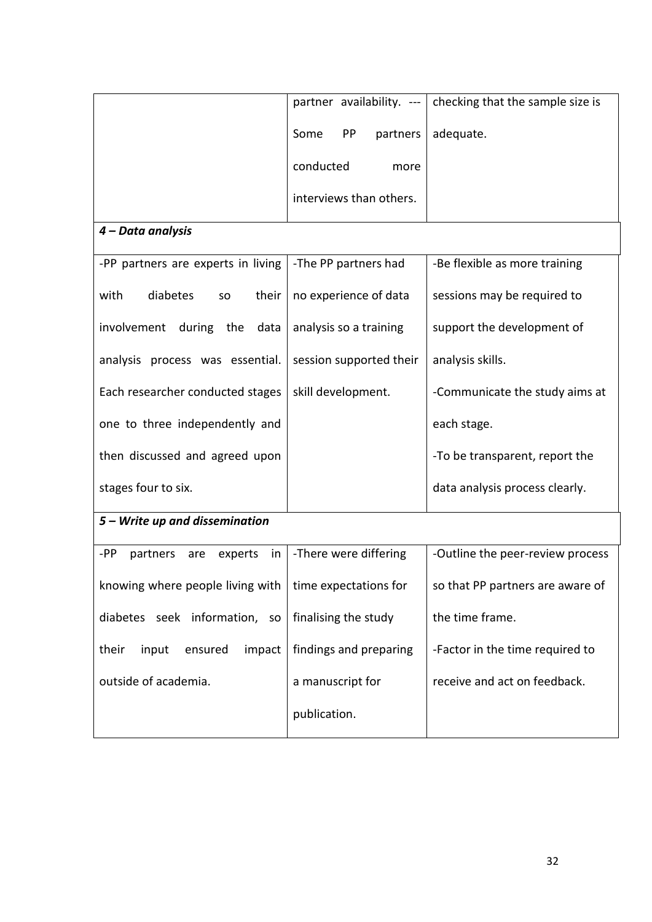| | | |
|---|---|---|
| | partner availability. --- Some PP partners conducted more interviews than others. | checking that the sample size is adequate. |
| ***4 – Data analysis*** | | |
| -PP partners are experts in living with diabetes so their involvement during the data analysis process was essential. Each researcher conducted stages one to three independently and then discussed and agreed upon stages four to six. | -The PP partners had no experience of data analysis so a training session supported their skill development. | -Be flexible as more training sessions may be required to support the development of analysis skills. -Communicate the study aims at each stage. -To be transparent, report the data analysis process clearly. |
| ***5 – Write up and dissemination*** | | |
| -PP partners are experts in knowing where people living with diabetes seek information, so their input ensured impact outside of academia. | -There were differing time expectations for finalising the study findings and preparing a manuscript for publication. | -Outline the peer-review process so that PP partners are aware of the time frame. -Factor in the time required to receive and act on feedback. |